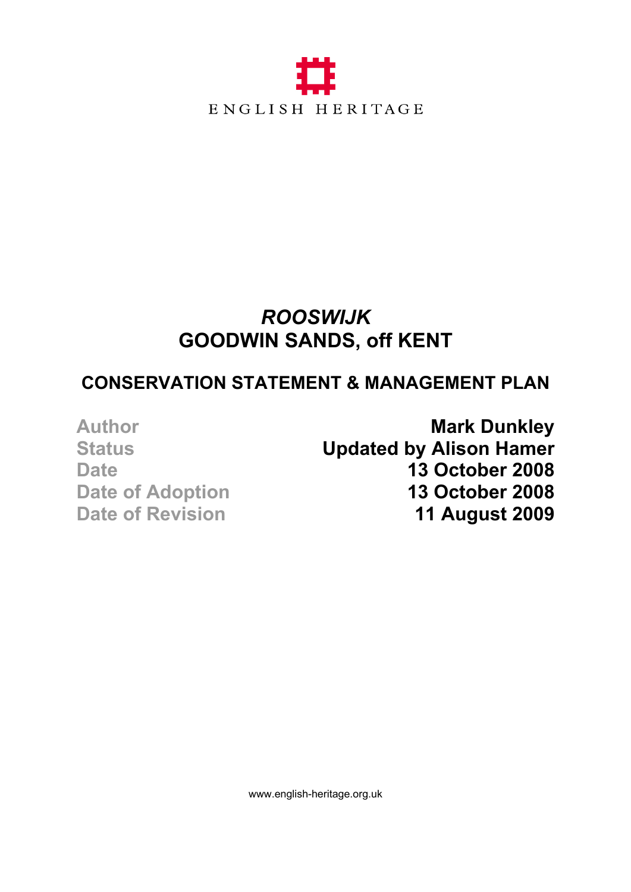ENGLISH HERITAGE

# *ROOSWIJK*
# GOODWIN SANDS, off KENT

## CONSERVATION STATEMENT & MANAGEMENT PLAN

| | |
|---|---|
| Author | **Mark Dunkley** |
| Status | **Updated by Alison Hamer** |
| Date | **13 October 2008** |
| Date of Adoption | **13 October 2008** |
| Date of Revision | **11 August 2009** |

www.english-heritage.org.uk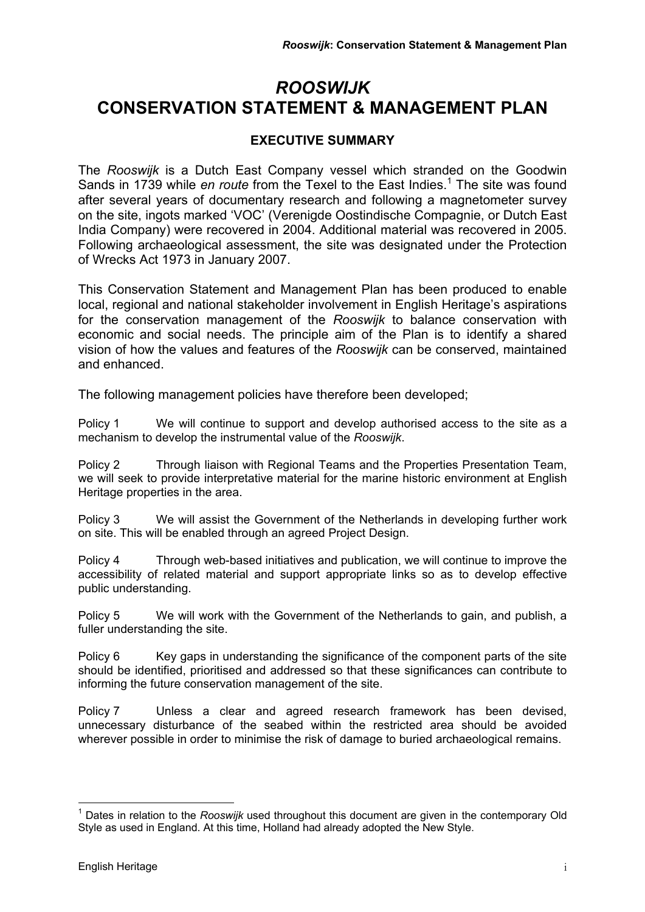# *ROOSWIJK* CONSERVATION STATEMENT & MANAGEMENT PLAN

## EXECUTIVE SUMMARY

The *Rooswijk* is a Dutch East Company vessel which stranded on the Goodwin Sands in 1739 while *en route* from the Texel to the East Indies.[1] The site was found after several years of documentary research and following a magnetometer survey on the site, ingots marked 'VOC' (Verenigde Oostindische Compagnie, or Dutch East India Company) were recovered in 2004. Additional material was recovered in 2005. Following archaeological assessment, the site was designated under the Protection of Wrecks Act 1973 in January 2007.

This Conservation Statement and Management Plan has been produced to enable local, regional and national stakeholder involvement in English Heritage's aspirations for the conservation management of the *Rooswijk* to balance conservation with economic and social needs. The principle aim of the Plan is to identify a shared vision of how the values and features of the *Rooswijk* can be conserved, maintained and enhanced.

The following management policies have therefore been developed;

Policy 1 We will continue to support and develop authorised access to the site as a mechanism to develop the instrumental value of the *Rooswijk*.

Policy 2 Through liaison with Regional Teams and the Properties Presentation Team, we will seek to provide interpretative material for the marine historic environment at English Heritage properties in the area.

Policy 3 We will assist the Government of the Netherlands in developing further work on site. This will be enabled through an agreed Project Design.

Policy 4 Through web-based initiatives and publication, we will continue to improve the accessibility of related material and support appropriate links so as to develop effective public understanding.

Policy 5 We will work with the Government of the Netherlands to gain, and publish, a fuller understanding the site.

Policy 6 Key gaps in understanding the significance of the component parts of the site should be identified, prioritised and addressed so that these significances can contribute to informing the future conservation management of the site.

Policy 7 Unless a clear and agreed research framework has been devised, unnecessary disturbance of the seabed within the restricted area should be avoided wherever possible in order to minimise the risk of damage to buried archaeological remains.

---

[1] Dates in relation to the *Rooswijk* used throughout this document are given in the contemporary Old Style as used in England. At this time, Holland had already adopted the New Style.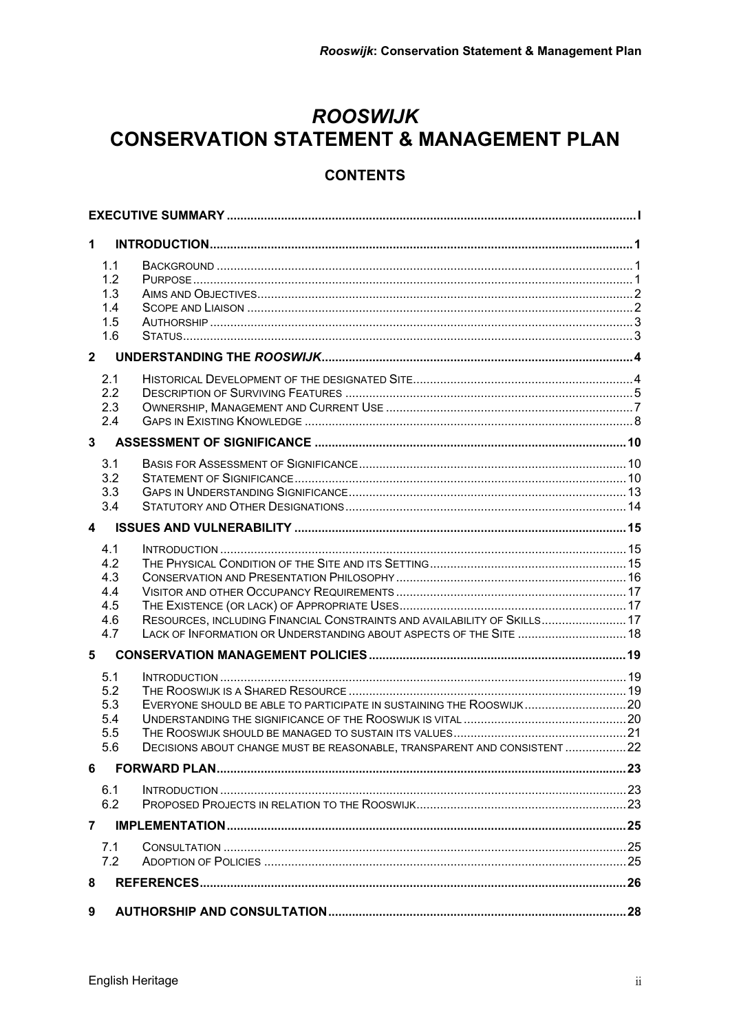# *ROOSWIJK* CONSERVATION STATEMENT & MANAGEMENT PLAN

## CONTENTS

| | | |
|---|---|---|
| **EXECUTIVE SUMMARY** | | **I** |
| **1** | **INTRODUCTION** | **1** |
| 1.1 | BACKGROUND | 1 |
| 1.2 | PURPOSE | 1 |
| 1.3 | AIMS AND OBJECTIVES | 2 |
| 1.4 | SCOPE AND LIAISON | 2 |
| 1.5 | AUTHORSHIP | 3 |
| 1.6 | STATUS | 3 |
| **2** | **UNDERSTANDING THE *ROOSWIJK*** | **4** |
| 2.1 | HISTORICAL DEVELOPMENT OF THE DESIGNATED SITE | 4 |
| 2.2 | DESCRIPTION OF SURVIVING FEATURES | 5 |
| 2.3 | OWNERSHIP, MANAGEMENT AND CURRENT USE | 7 |
| 2.4 | GAPS IN EXISTING KNOWLEDGE | 8 |
| **3** | **ASSESSMENT OF SIGNIFICANCE** | **10** |
| 3.1 | BASIS FOR ASSESSMENT OF SIGNIFICANCE | 10 |
| 3.2 | STATEMENT OF SIGNIFICANCE | 10 |
| 3.3 | GAPS IN UNDERSTANDING SIGNIFICANCE | 13 |
| 3.4 | STATUTORY AND OTHER DESIGNATIONS | 14 |
| **4** | **ISSUES AND VULNERABILITY** | **15** |
| 4.1 | INTRODUCTION | 15 |
| 4.2 | THE PHYSICAL CONDITION OF THE SITE AND ITS SETTING | 15 |
| 4.3 | CONSERVATION AND PRESENTATION PHILOSOPHY | 16 |
| 4.4 | VISITOR AND OTHER OCCUPANCY REQUIREMENTS | 17 |
| 4.5 | THE EXISTENCE (OR LACK) OF APPROPRIATE USES | 17 |
| 4.6 | RESOURCES, INCLUDING FINANCIAL CONSTRAINTS AND AVAILABILITY OF SKILLS | 17 |
| 4.7 | LACK OF INFORMATION OR UNDERSTANDING ABOUT ASPECTS OF THE SITE | 18 |
| **5** | **CONSERVATION MANAGEMENT POLICIES** | **19** |
| 5.1 | INTRODUCTION | 19 |
| 5.2 | THE ROOSWIJK IS A SHARED RESOURCE | 19 |
| 5.3 | EVERYONE SHOULD BE ABLE TO PARTICIPATE IN SUSTAINING THE ROOSWIJK | 20 |
| 5.4 | UNDERSTANDING THE SIGNIFICANCE OF THE ROOSWIJK IS VITAL | 20 |
| 5.5 | THE ROOSWIJK SHOULD BE MANAGED TO SUSTAIN ITS VALUES | 21 |
| 5.6 | DECISIONS ABOUT CHANGE MUST BE REASONABLE, TRANSPARENT AND CONSISTENT | 22 |
| **6** | **FORWARD PLAN** | **23** |
| 6.1 | INTRODUCTION | 23 |
| 6.2 | PROPOSED PROJECTS IN RELATION TO THE ROOSWIJK | 23 |
| **7** | **IMPLEMENTATION** | **25** |
| 7.1 | CONSULTATION | 25 |
| 7.2 | ADOPTION OF POLICIES | 25 |
| **8** | **REFERENCES** | **26** |
| **9** | **AUTHORSHIP AND CONSULTATION** | **28** |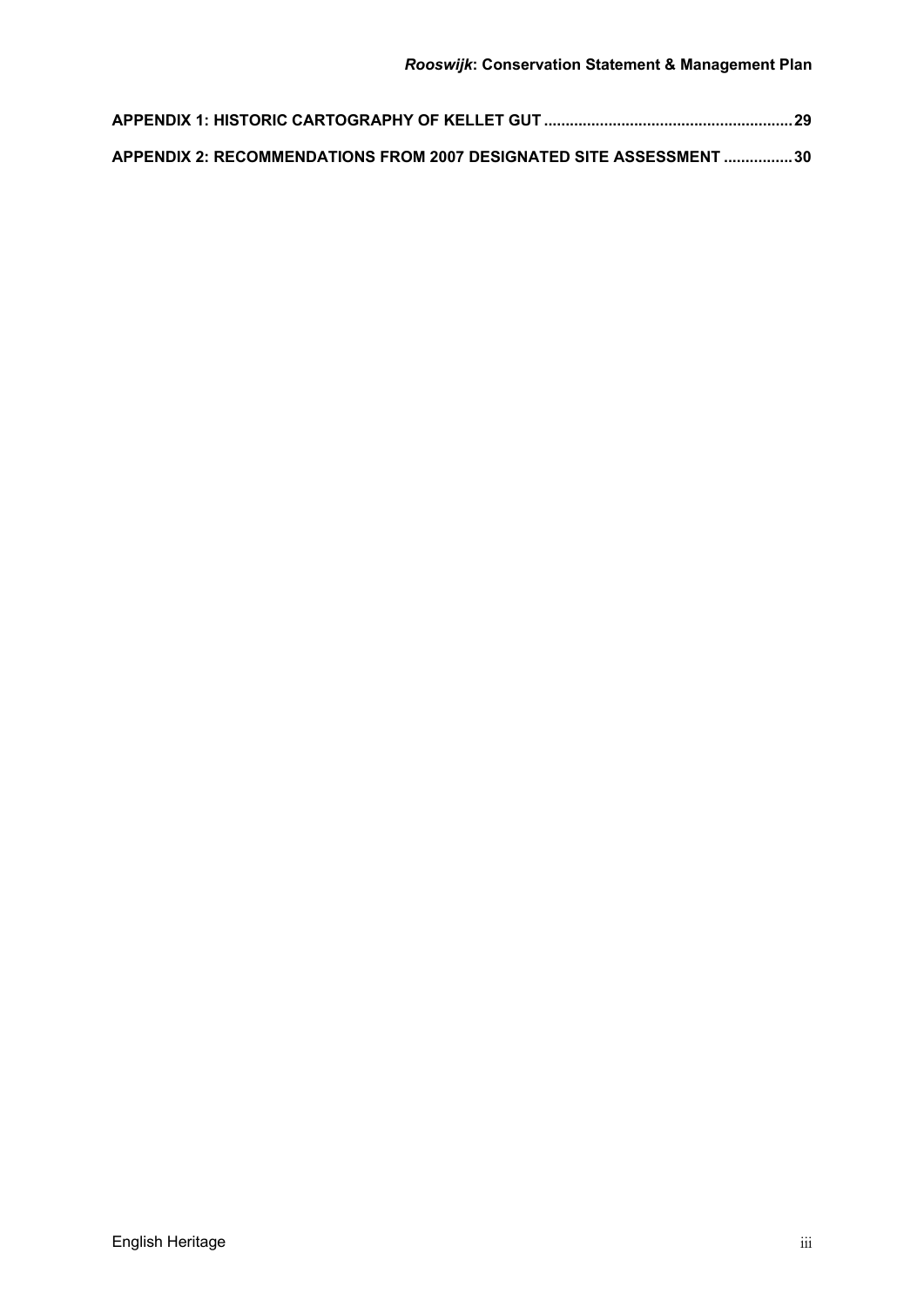**APPENDIX 1: HISTORIC CARTOGRAPHY OF KELLET GUT ........................................................ 29**

**APPENDIX 2: RECOMMENDATIONS FROM 2007 DESIGNATED SITE ASSESSMENT ................ 30**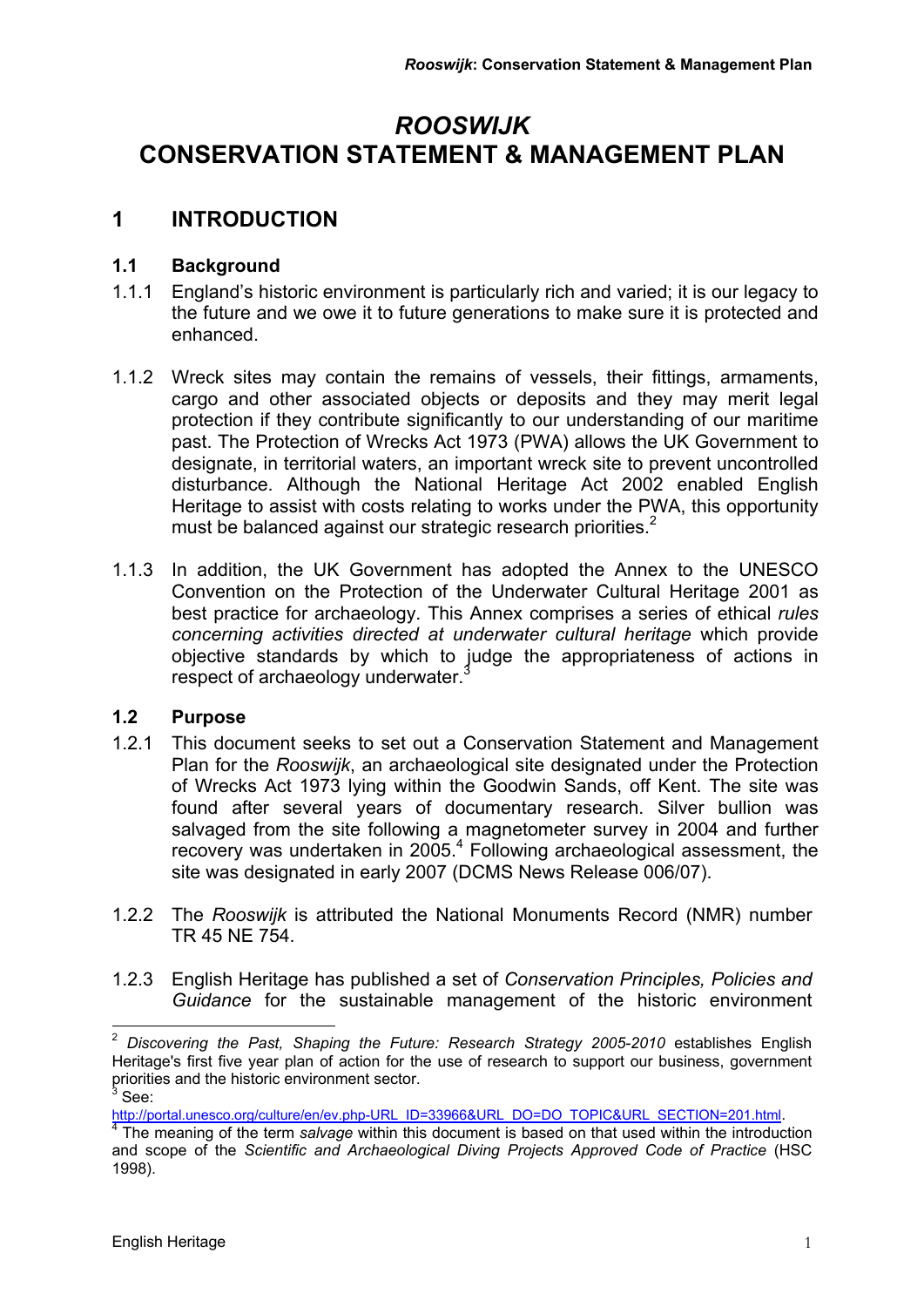# *ROOSWIJK*
# CONSERVATION STATEMENT & MANAGEMENT PLAN

## 1 INTRODUCTION

### 1.1 Background

1.1.1 England's historic environment is particularly rich and varied; it is our legacy to the future and we owe it to future generations to make sure it is protected and enhanced.

1.1.2 Wreck sites may contain the remains of vessels, their fittings, armaments, cargo and other associated objects or deposits and they may merit legal protection if they contribute significantly to our understanding of our maritime past. The Protection of Wrecks Act 1973 (PWA) allows the UK Government to designate, in territorial waters, an important wreck site to prevent uncontrolled disturbance. Although the National Heritage Act 2002 enabled English Heritage to assist with costs relating to works under the PWA, this opportunity must be balanced against our strategic research priorities.[2]

1.1.3 In addition, the UK Government has adopted the Annex to the UNESCO Convention on the Protection of the Underwater Cultural Heritage 2001 as best practice for archaeology. This Annex comprises a series of ethical *rules concerning activities directed at underwater cultural heritage* which provide objective standards by which to judge the appropriateness of actions in respect of archaeology underwater.[3]

### 1.2 Purpose

1.2.1 This document seeks to set out a Conservation Statement and Management Plan for the *Rooswijk*, an archaeological site designated under the Protection of Wrecks Act 1973 lying within the Goodwin Sands, off Kent. The site was found after several years of documentary research. Silver bullion was salvaged from the site following a magnetometer survey in 2004 and further recovery was undertaken in 2005.[4] Following archaeological assessment, the site was designated in early 2007 (DCMS News Release 006/07).

1.2.2 The *Rooswijk* is attributed the National Monuments Record (NMR) number TR 45 NE 754.

1.2.3 English Heritage has published a set of *Conservation Principles, Policies and Guidance* for the sustainable management of the historic environment

---

[2] *Discovering the Past, Shaping the Future: Research Strategy 2005-2010* establishes English Heritage's first five year plan of action for the use of research to support our business, government priorities and the historic environment sector.

[3] See: http://portal.unesco.org/culture/en/ev.php-URL_ID=33966&URL_DO=DO_TOPIC&URL_SECTION=201.html.

[4] The meaning of the term *salvage* within this document is based on that used within the introduction and scope of the *Scientific and Archaeological Diving Projects Approved Code of Practice* (HSC 1998).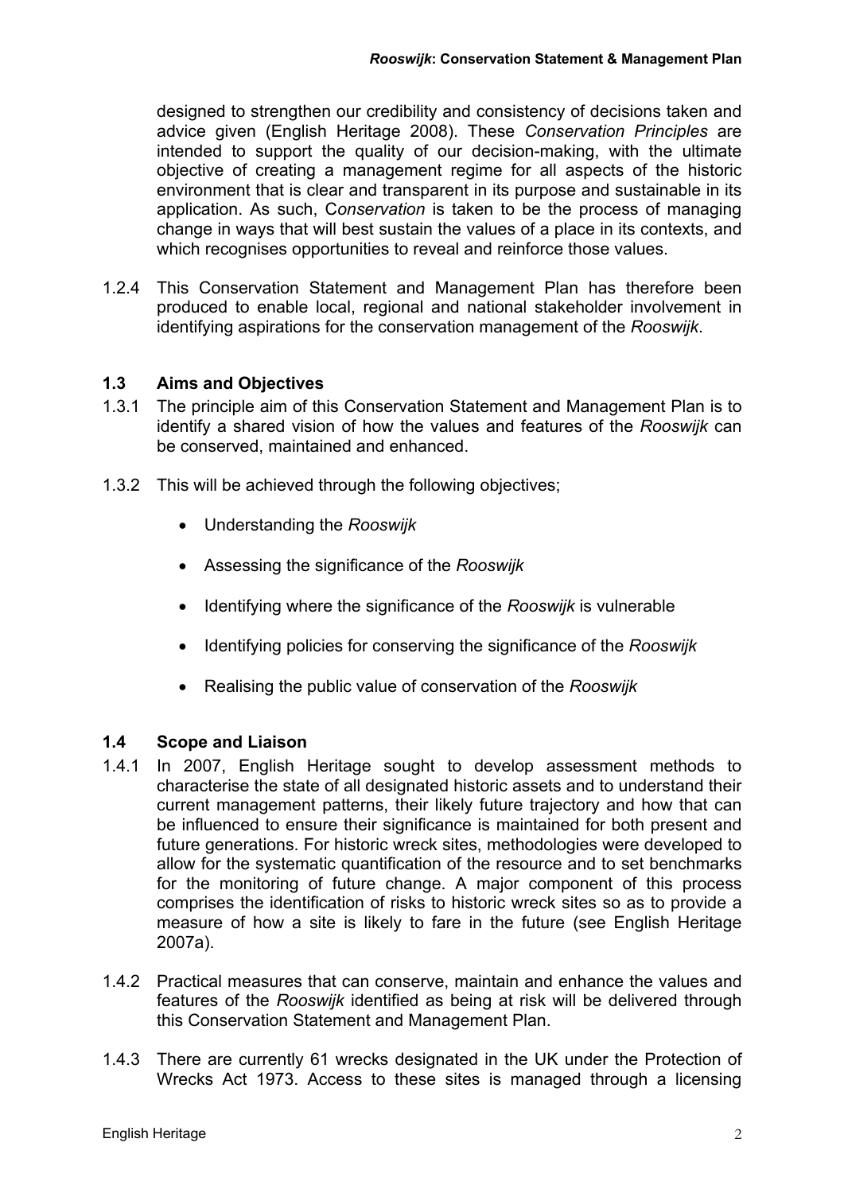designed to strengthen our credibility and consistency of decisions taken and advice given (English Heritage 2008). These *Conservation Principles* are intended to support the quality of our decision-making, with the ultimate objective of creating a management regime for all aspects of the historic environment that is clear and transparent in its purpose and sustainable in its application. As such, C*onservation* is taken to be the process of managing change in ways that will best sustain the values of a place in its contexts, and which recognises opportunities to reveal and reinforce those values.

1.2.4 This Conservation Statement and Management Plan has therefore been produced to enable local, regional and national stakeholder involvement in identifying aspirations for the conservation management of the *Rooswijk*.

## 1.3 Aims and Objectives

1.3.1 The principle aim of this Conservation Statement and Management Plan is to identify a shared vision of how the values and features of the *Rooswijk* can be conserved, maintained and enhanced.

1.3.2 This will be achieved through the following objectives;

- Understanding the *Rooswijk*
- Assessing the significance of the *Rooswijk*
- Identifying where the significance of the *Rooswijk* is vulnerable
- Identifying policies for conserving the significance of the *Rooswijk*
- Realising the public value of conservation of the *Rooswijk*

## 1.4 Scope and Liaison

1.4.1 In 2007, English Heritage sought to develop assessment methods to characterise the state of all designated historic assets and to understand their current management patterns, their likely future trajectory and how that can be influenced to ensure their significance is maintained for both present and future generations. For historic wreck sites, methodologies were developed to allow for the systematic quantification of the resource and to set benchmarks for the monitoring of future change. A major component of this process comprises the identification of risks to historic wreck sites so as to provide a measure of how a site is likely to fare in the future (see English Heritage 2007a).

1.4.2 Practical measures that can conserve, maintain and enhance the values and features of the *Rooswijk* identified as being at risk will be delivered through this Conservation Statement and Management Plan.

1.4.3 There are currently 61 wrecks designated in the UK under the Protection of Wrecks Act 1973. Access to these sites is managed through a licensing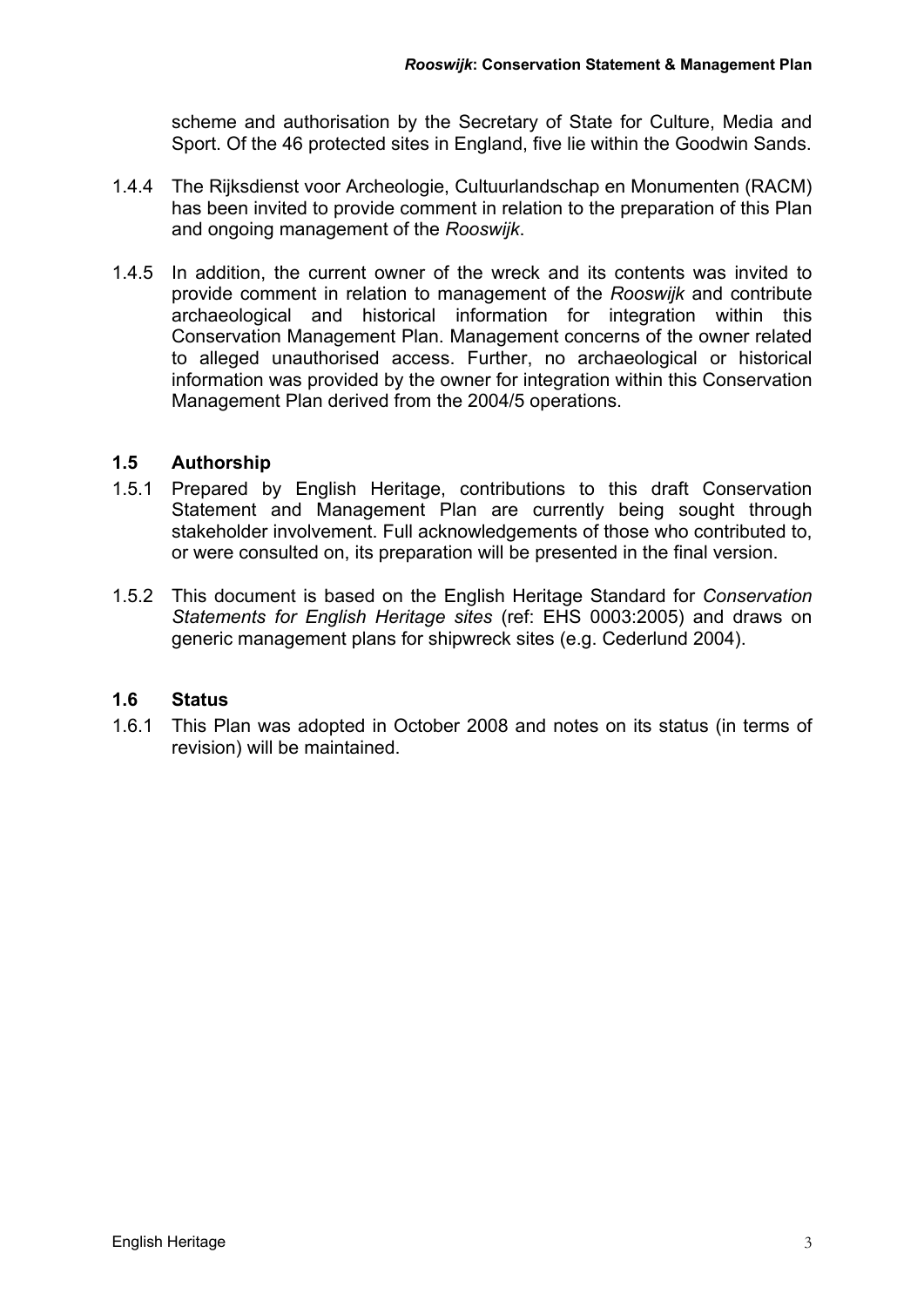scheme and authorisation by the Secretary of State for Culture, Media and Sport. Of the 46 protected sites in England, five lie within the Goodwin Sands.

1.4.4 The Rijksdienst voor Archeologie, Cultuurlandschap en Monumenten (RACM) has been invited to provide comment in relation to the preparation of this Plan and ongoing management of the *Rooswijk*.

1.4.5 In addition, the current owner of the wreck and its contents was invited to provide comment in relation to management of the *Rooswijk* and contribute archaeological and historical information for integration within this Conservation Management Plan. Management concerns of the owner related to alleged unauthorised access. Further, no archaeological or historical information was provided by the owner for integration within this Conservation Management Plan derived from the 2004/5 operations.

### 1.5 Authorship

1.5.1 Prepared by English Heritage, contributions to this draft Conservation Statement and Management Plan are currently being sought through stakeholder involvement. Full acknowledgements of those who contributed to, or were consulted on, its preparation will be presented in the final version.

1.5.2 This document is based on the English Heritage Standard for *Conservation Statements for English Heritage sites* (ref: EHS 0003:2005) and draws on generic management plans for shipwreck sites (e.g. Cederlund 2004).

### 1.6 Status

1.6.1 This Plan was adopted in October 2008 and notes on its status (in terms of revision) will be maintained.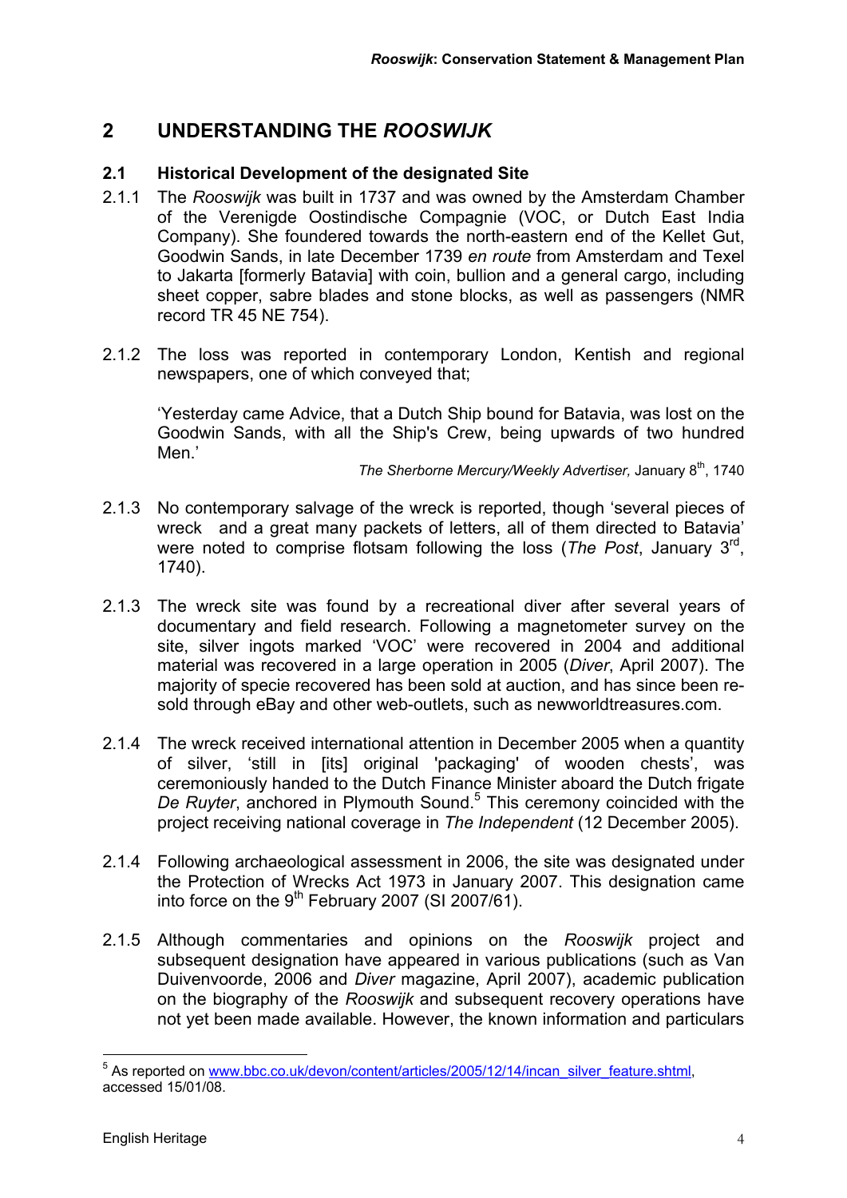# 2 UNDERSTANDING THE *ROOSWIJK*

## 2.1 Historical Development of the designated Site

2.1.1 The *Rooswijk* was built in 1737 and was owned by the Amsterdam Chamber of the Verenigde Oostindische Compagnie (VOC, or Dutch East India Company). She foundered towards the north-eastern end of the Kellet Gut, Goodwin Sands, in late December 1739 *en route* from Amsterdam and Texel to Jakarta [formerly Batavia] with coin, bullion and a general cargo, including sheet copper, sabre blades and stone blocks, as well as passengers (NMR record TR 45 NE 754).

2.1.2 The loss was reported in contemporary London, Kentish and regional newspapers, one of which conveyed that;

> 'Yesterday came Advice, that a Dutch Ship bound for Batavia, was lost on the Goodwin Sands, with all the Ship's Crew, being upwards of two hundred Men.'
>
> *The Sherborne Mercury/Weekly Advertiser,* January 8th, 1740

2.1.3 No contemporary salvage of the wreck is reported, though 'several pieces of wreck and a great many packets of letters, all of them directed to Batavia' were noted to comprise flotsam following the loss (*The Post*, January 3rd, 1740).

2.1.3 The wreck site was found by a recreational diver after several years of documentary and field research. Following a magnetometer survey on the site, silver ingots marked 'VOC' were recovered in 2004 and additional material was recovered in a large operation in 2005 (*Diver*, April 2007). The majority of specie recovered has been sold at auction, and has since been re-sold through eBay and other web-outlets, such as newworldtreasures.com.

2.1.4 The wreck received international attention in December 2005 when a quantity of silver, 'still in [its] original 'packaging' of wooden chests', was ceremoniously handed to the Dutch Finance Minister aboard the Dutch frigate *De Ruyter*, anchored in Plymouth Sound.[5] This ceremony coincided with the project receiving national coverage in *The Independent* (12 December 2005).

2.1.4 Following archaeological assessment in 2006, the site was designated under the Protection of Wrecks Act 1973 in January 2007. This designation came into force on the 9th February 2007 (SI 2007/61).

2.1.5 Although commentaries and opinions on the *Rooswijk* project and subsequent designation have appeared in various publications (such as Van Duivenvoorde, 2006 and *Diver* magazine, April 2007), academic publication on the biography of the *Rooswijk* and subsequent recovery operations have not yet been made available. However, the known information and particulars

---

[5] As reported on www.bbc.co.uk/devon/content/articles/2005/12/14/incan_silver_feature.shtml, accessed 15/01/08.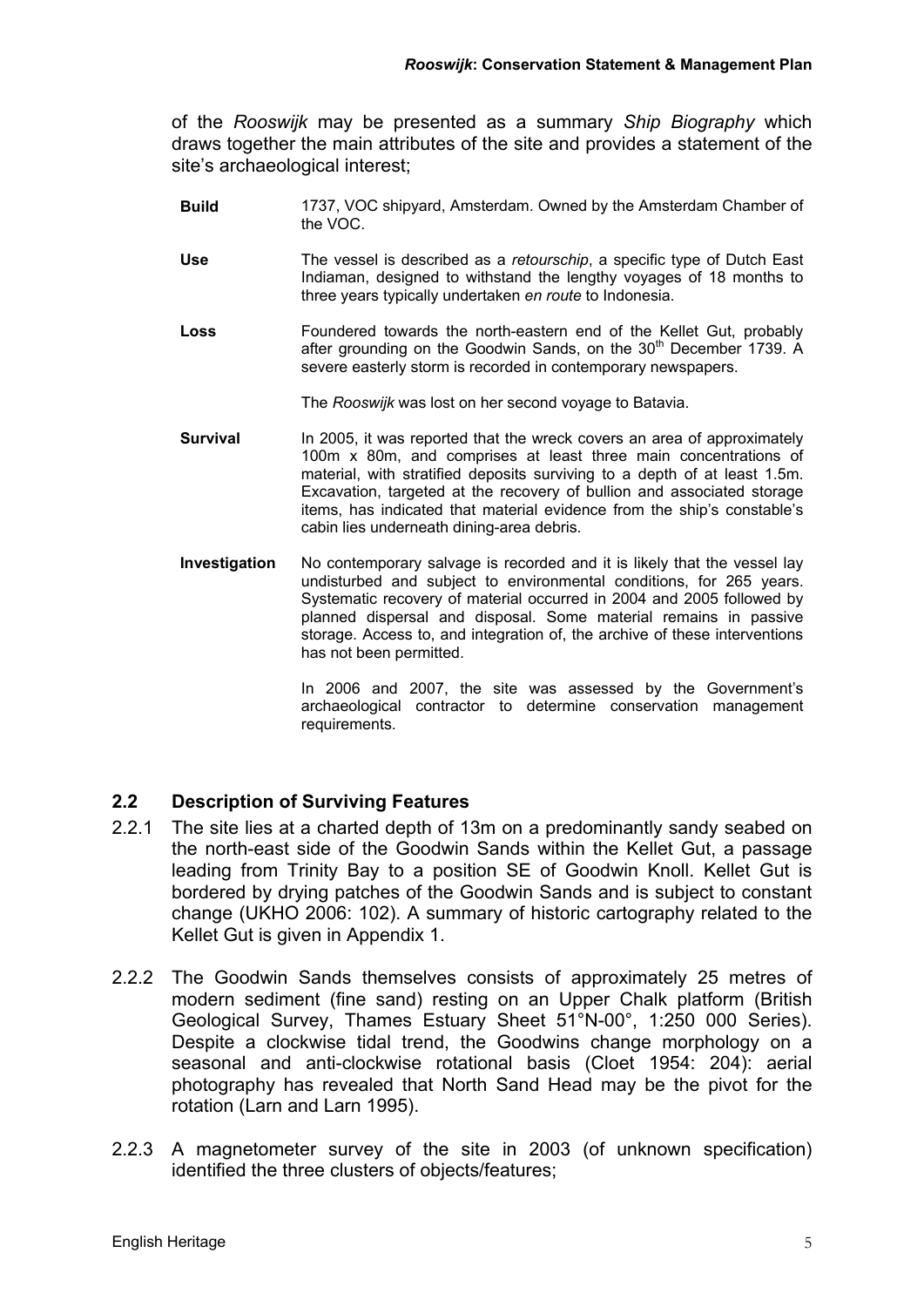of the *Rooswijk* may be presented as a summary *Ship Biography* which draws together the main attributes of the site and provides a statement of the site's archaeological interest;

| | |
|---|---|
| **Build** | 1737, VOC shipyard, Amsterdam. Owned by the Amsterdam Chamber of the VOC. |
| **Use** | The vessel is described as a *retourschip*, a specific type of Dutch East Indiaman, designed to withstand the lengthy voyages of 18 months to three years typically undertaken *en route* to Indonesia. |
| **Loss** | Foundered towards the north-eastern end of the Kellet Gut, probably after grounding on the Goodwin Sands, on the 30th December 1739. A severe easterly storm is recorded in contemporary newspapers. <br><br> The *Rooswijk* was lost on her second voyage to Batavia. |
| **Survival** | In 2005, it was reported that the wreck covers an area of approximately 100m x 80m, and comprises at least three main concentrations of material, with stratified deposits surviving to a depth of at least 1.5m. Excavation, targeted at the recovery of bullion and associated storage items, has indicated that material evidence from the ship's constable's cabin lies underneath dining-area debris. |
| **Investigation** | No contemporary salvage is recorded and it is likely that the vessel lay undisturbed and subject to environmental conditions, for 265 years. Systematic recovery of material occurred in 2004 and 2005 followed by planned dispersal and disposal. Some material remains in passive storage. Access to, and integration of, the archive of these interventions has not been permitted. <br><br> In 2006 and 2007, the site was assessed by the Government's archaeological contractor to determine conservation management requirements. |

## 2.2 Description of Surviving Features

2.2.1 The site lies at a charted depth of 13m on a predominantly sandy seabed on the north-east side of the Goodwin Sands within the Kellet Gut, a passage leading from Trinity Bay to a position SE of Goodwin Knoll. Kellet Gut is bordered by drying patches of the Goodwin Sands and is subject to constant change (UKHO 2006: 102). A summary of historic cartography related to the Kellet Gut is given in Appendix 1.

2.2.2 The Goodwin Sands themselves consists of approximately 25 metres of modern sediment (fine sand) resting on an Upper Chalk platform (British Geological Survey, Thames Estuary Sheet 51°N-00°, 1:250 000 Series). Despite a clockwise tidal trend, the Goodwins change morphology on a seasonal and anti-clockwise rotational basis (Cloet 1954: 204): aerial photography has revealed that North Sand Head may be the pivot for the rotation (Larn and Larn 1995).

2.2.3 A magnetometer survey of the site in 2003 (of unknown specification) identified the three clusters of objects/features;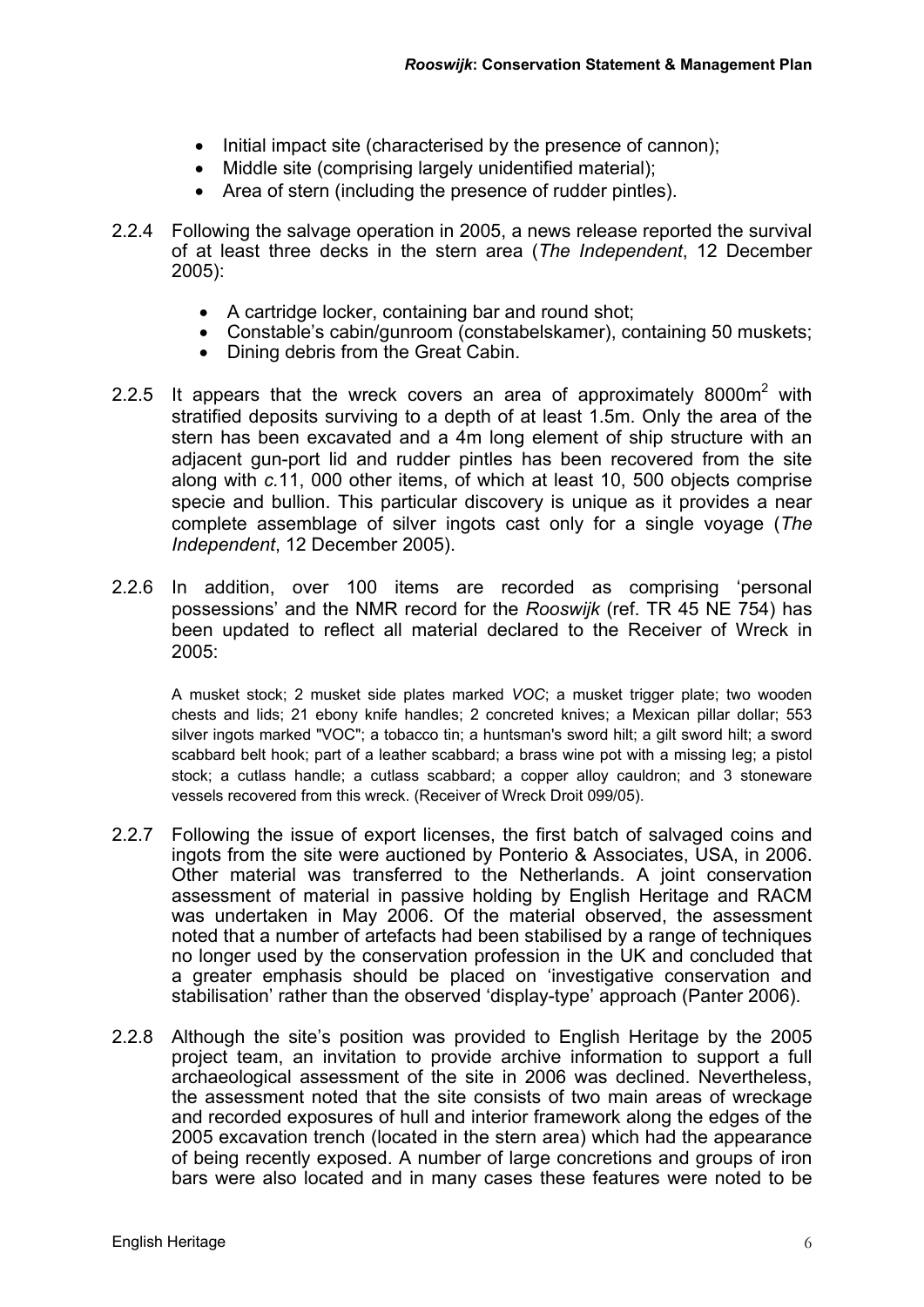- Initial impact site (characterised by the presence of cannon);
- Middle site (comprising largely unidentified material);
- Area of stern (including the presence of rudder pintles).

2.2.4 Following the salvage operation in 2005, a news release reported the survival of at least three decks in the stern area (*The Independent*, 12 December 2005):

- A cartridge locker, containing bar and round shot;
- Constable's cabin/gunroom (constabelskamer), containing 50 muskets;
- Dining debris from the Great Cabin.

2.2.5 It appears that the wreck covers an area of approximately 8000m$^2$ with stratified deposits surviving to a depth of at least 1.5m. Only the area of the stern has been excavated and a 4m long element of ship structure with an adjacent gun-port lid and rudder pintles has been recovered from the site along with *c.*11, 000 other items, of which at least 10, 500 objects comprise specie and bullion. This particular discovery is unique as it provides a near complete assemblage of silver ingots cast only for a single voyage (*The Independent*, 12 December 2005).

2.2.6 In addition, over 100 items are recorded as comprising 'personal possessions' and the NMR record for the *Rooswijk* (ref. TR 45 NE 754) has been updated to reflect all material declared to the Receiver of Wreck in 2005:

> A musket stock; 2 musket side plates marked *VOC*; a musket trigger plate; two wooden chests and lids; 21 ebony knife handles; 2 concreted knives; a Mexican pillar dollar; 553 silver ingots marked "VOC"; a tobacco tin; a huntsman's sword hilt; a gilt sword hilt; a sword scabbard belt hook; part of a leather scabbard; a brass wine pot with a missing leg; a pistol stock; a cutlass handle; a cutlass scabbard; a copper alloy cauldron; and 3 stoneware vessels recovered from this wreck. (Receiver of Wreck Droit 099/05).

2.2.7 Following the issue of export licenses, the first batch of salvaged coins and ingots from the site were auctioned by Ponterio & Associates, USA, in 2006. Other material was transferred to the Netherlands. A joint conservation assessment of material in passive holding by English Heritage and RACM was undertaken in May 2006. Of the material observed, the assessment noted that a number of artefacts had been stabilised by a range of techniques no longer used by the conservation profession in the UK and concluded that a greater emphasis should be placed on 'investigative conservation and stabilisation' rather than the observed 'display-type' approach (Panter 2006).

2.2.8 Although the site's position was provided to English Heritage by the 2005 project team, an invitation to provide archive information to support a full archaeological assessment of the site in 2006 was declined. Nevertheless, the assessment noted that the site consists of two main areas of wreckage and recorded exposures of hull and interior framework along the edges of the 2005 excavation trench (located in the stern area) which had the appearance of being recently exposed. A number of large concretions and groups of iron bars were also located and in many cases these features were noted to be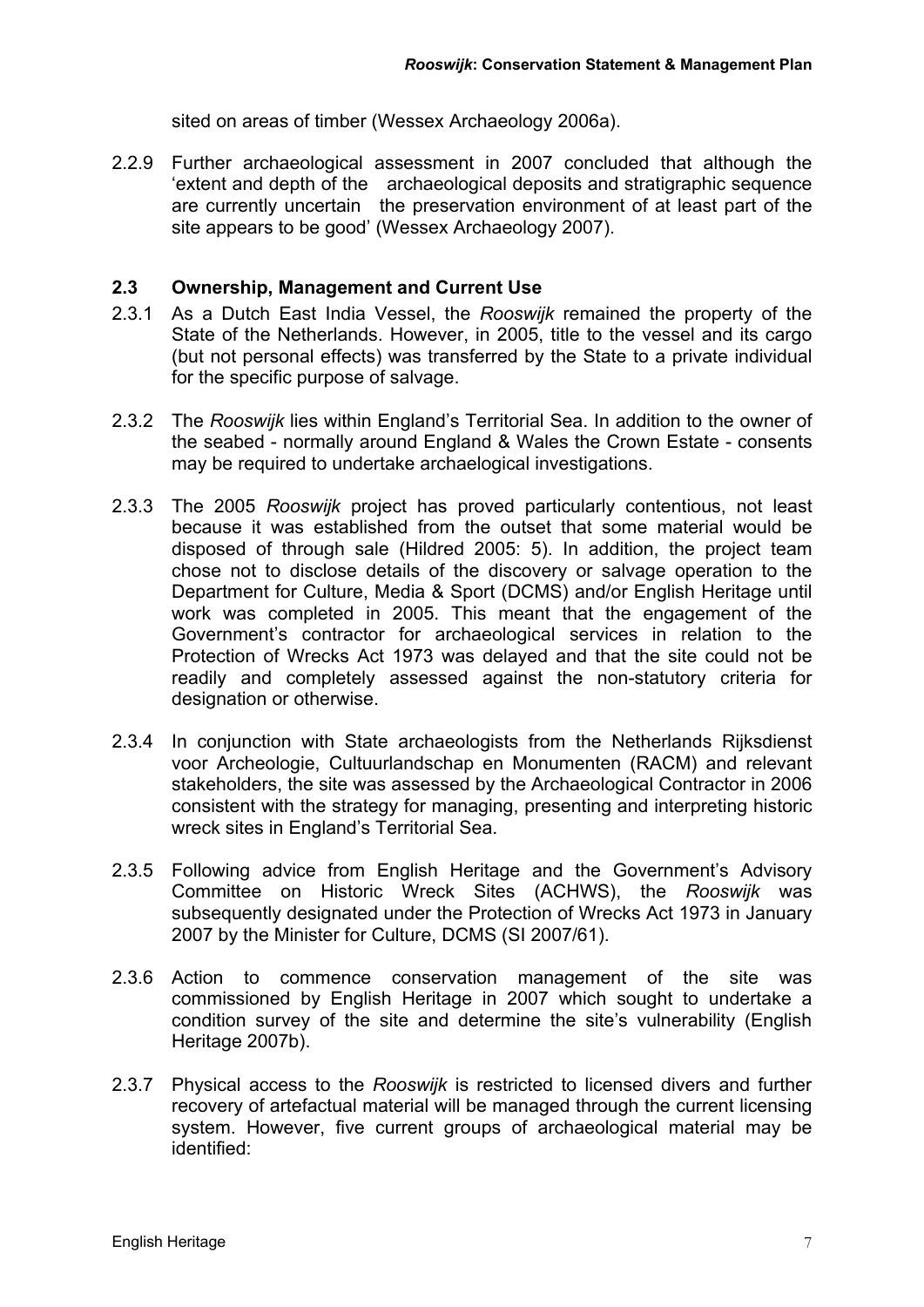sited on areas of timber (Wessex Archaeology 2006a).

2.2.9 Further archaeological assessment in 2007 concluded that although the 'extent and depth of the archaeological deposits and stratigraphic sequence are currently uncertain the preservation environment of at least part of the site appears to be good' (Wessex Archaeology 2007).

## 2.3 Ownership, Management and Current Use

2.3.1 As a Dutch East India Vessel, the *Rooswijk* remained the property of the State of the Netherlands. However, in 2005, title to the vessel and its cargo (but not personal effects) was transferred by the State to a private individual for the specific purpose of salvage.

2.3.2 The *Rooswijk* lies within England's Territorial Sea. In addition to the owner of the seabed - normally around England & Wales the Crown Estate - consents may be required to undertake archaeological investigations.

2.3.3 The 2005 *Rooswijk* project has proved particularly contentious, not least because it was established from the outset that some material would be disposed of through sale (Hildred 2005: 5). In addition, the project team chose not to disclose details of the discovery or salvage operation to the Department for Culture, Media & Sport (DCMS) and/or English Heritage until work was completed in 2005. This meant that the engagement of the Government's contractor for archaeological services in relation to the Protection of Wrecks Act 1973 was delayed and that the site could not be readily and completely assessed against the non-statutory criteria for designation or otherwise.

2.3.4 In conjunction with State archaeologists from the Netherlands Rijksdienst voor Archeologie, Cultuurlandschap en Monumenten (RACM) and relevant stakeholders, the site was assessed by the Archaeological Contractor in 2006 consistent with the strategy for managing, presenting and interpreting historic wreck sites in England's Territorial Sea.

2.3.5 Following advice from English Heritage and the Government's Advisory Committee on Historic Wreck Sites (ACHWS), the *Rooswijk* was subsequently designated under the Protection of Wrecks Act 1973 in January 2007 by the Minister for Culture, DCMS (SI 2007/61).

2.3.6 Action to commence conservation management of the site was commissioned by English Heritage in 2007 which sought to undertake a condition survey of the site and determine the site's vulnerability (English Heritage 2007b).

2.3.7 Physical access to the *Rooswijk* is restricted to licensed divers and further recovery of artefactual material will be managed through the current licensing system. However, five current groups of archaeological material may be identified: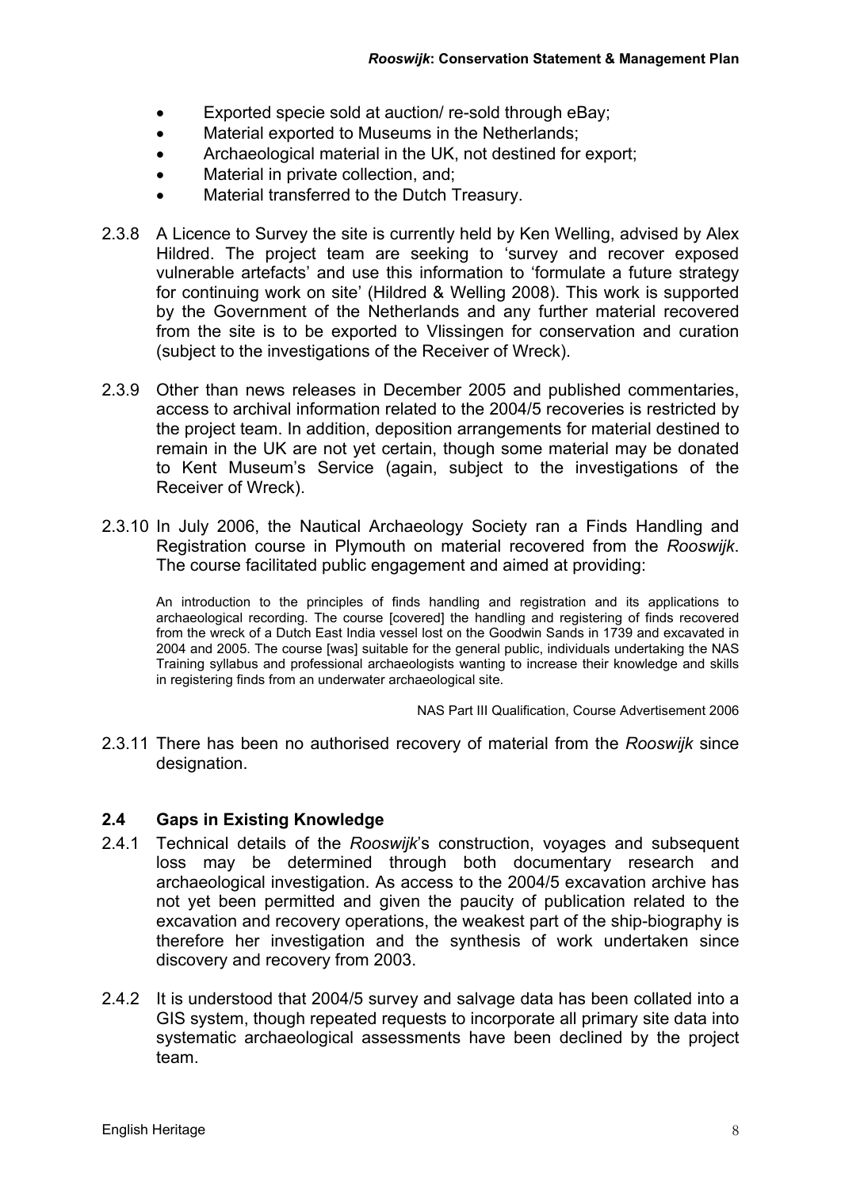- Exported specie sold at auction/ re-sold through eBay;
- Material exported to Museums in the Netherlands;
- Archaeological material in the UK, not destined for export;
- Material in private collection, and;
- Material transferred to the Dutch Treasury.

2.3.8 A Licence to Survey the site is currently held by Ken Welling, advised by Alex Hildred. The project team are seeking to 'survey and recover exposed vulnerable artefacts' and use this information to 'formulate a future strategy for continuing work on site' (Hildred & Welling 2008). This work is supported by the Government of the Netherlands and any further material recovered from the site is to be exported to Vlissingen for conservation and curation (subject to the investigations of the Receiver of Wreck).

2.3.9 Other than news releases in December 2005 and published commentaries, access to archival information related to the 2004/5 recoveries is restricted by the project team. In addition, deposition arrangements for material destined to remain in the UK are not yet certain, though some material may be donated to Kent Museum's Service (again, subject to the investigations of the Receiver of Wreck).

2.3.10 In July 2006, the Nautical Archaeology Society ran a Finds Handling and Registration course in Plymouth on material recovered from the *Rooswijk*. The course facilitated public engagement and aimed at providing:

> An introduction to the principles of finds handling and registration and its applications to archaeological recording. The course [covered] the handling and registering of finds recovered from the wreck of a Dutch East India vessel lost on the Goodwin Sands in 1739 and excavated in 2004 and 2005. The course [was] suitable for the general public, individuals undertaking the NAS Training syllabus and professional archaeologists wanting to increase their knowledge and skills in registering finds from an underwater archaeological site.
>
> NAS Part III Qualification, Course Advertisement 2006

2.3.11 There has been no authorised recovery of material from the *Rooswijk* since designation.

## 2.4 Gaps in Existing Knowledge

2.4.1 Technical details of the *Rooswijk*'s construction, voyages and subsequent loss may be determined through both documentary research and archaeological investigation. As access to the 2004/5 excavation archive has not yet been permitted and given the paucity of publication related to the excavation and recovery operations, the weakest part of the ship-biography is therefore her investigation and the synthesis of work undertaken since discovery and recovery from 2003.

2.4.2 It is understood that 2004/5 survey and salvage data has been collated into a GIS system, though repeated requests to incorporate all primary site data into systematic archaeological assessments have been declined by the project team.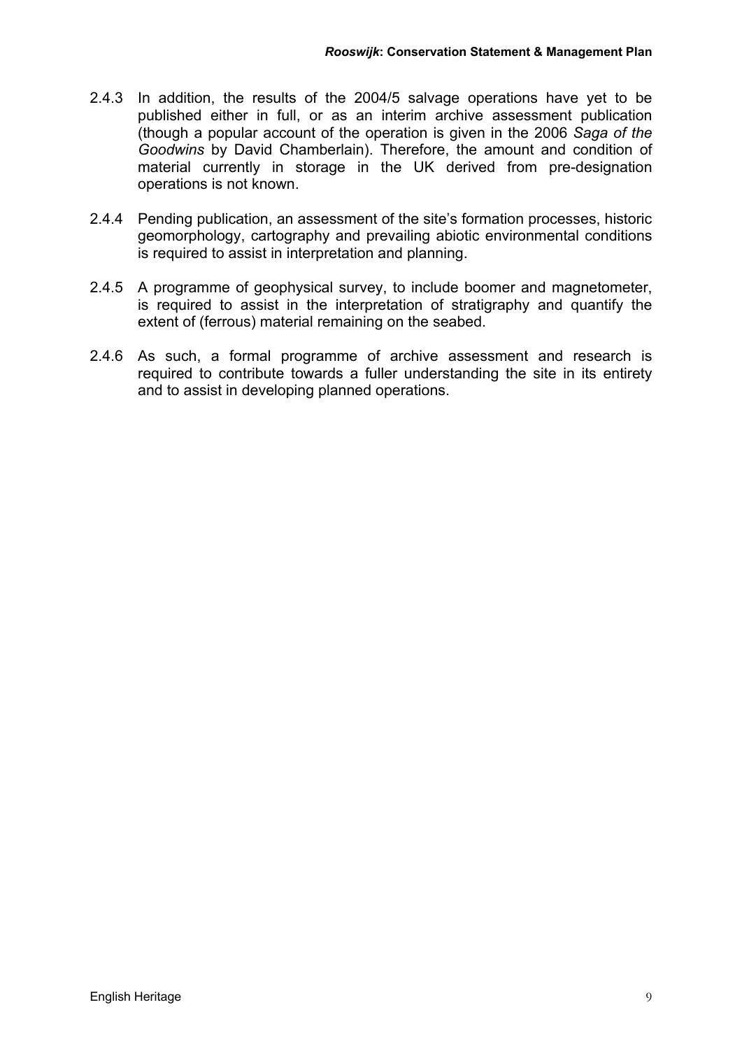2.4.3 In addition, the results of the 2004/5 salvage operations have yet to be published either in full, or as an interim archive assessment publication (though a popular account of the operation is given in the 2006 *Saga of the Goodwins* by David Chamberlain). Therefore, the amount and condition of material currently in storage in the UK derived from pre-designation operations is not known.

2.4.4 Pending publication, an assessment of the site's formation processes, historic geomorphology, cartography and prevailing abiotic environmental conditions is required to assist in interpretation and planning.

2.4.5 A programme of geophysical survey, to include boomer and magnetometer, is required to assist in the interpretation of stratigraphy and quantify the extent of (ferrous) material remaining on the seabed.

2.4.6 As such, a formal programme of archive assessment and research is required to contribute towards a fuller understanding the site in its entirety and to assist in developing planned operations.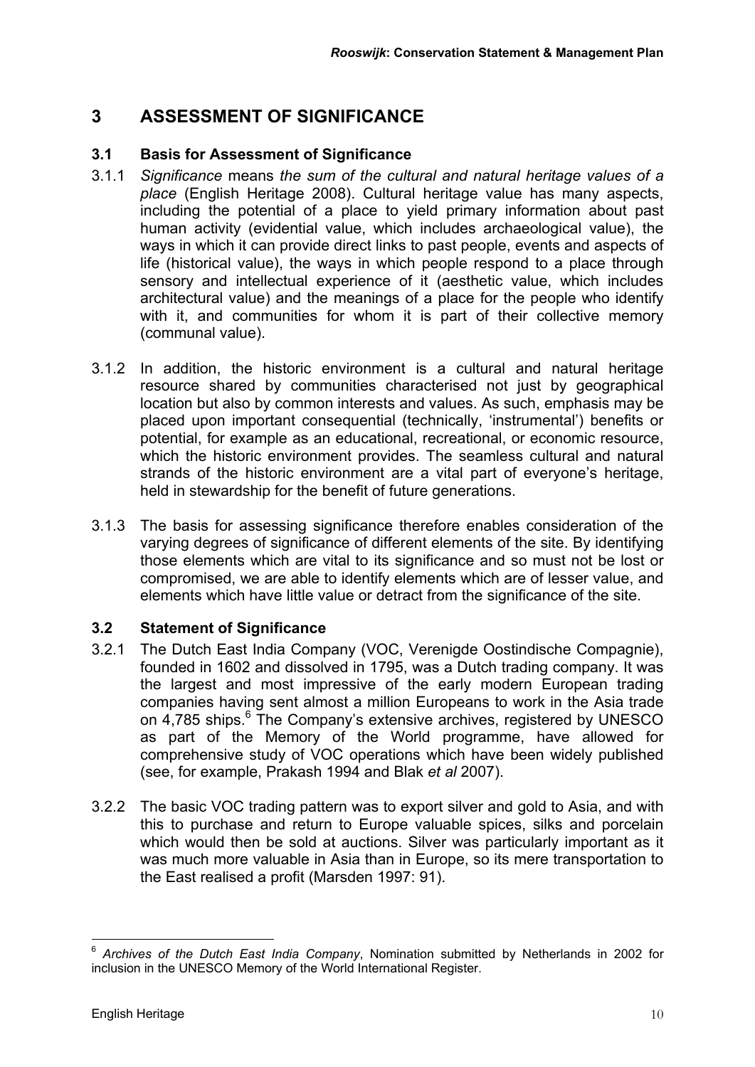# 3 ASSESSMENT OF SIGNIFICANCE

## 3.1 Basis for Assessment of Significance

3.1.1 *Significance* means *the sum of the cultural and natural heritage values of a place* (English Heritage 2008). Cultural heritage value has many aspects, including the potential of a place to yield primary information about past human activity (evidential value, which includes archaeological value), the ways in which it can provide direct links to past people, events and aspects of life (historical value), the ways in which people respond to a place through sensory and intellectual experience of it (aesthetic value, which includes architectural value) and the meanings of a place for the people who identify with it, and communities for whom it is part of their collective memory (communal value).

3.1.2 In addition, the historic environment is a cultural and natural heritage resource shared by communities characterised not just by geographical location but also by common interests and values. As such, emphasis may be placed upon important consequential (technically, 'instrumental') benefits or potential, for example as an educational, recreational, or economic resource, which the historic environment provides. The seamless cultural and natural strands of the historic environment are a vital part of everyone's heritage, held in stewardship for the benefit of future generations.

3.1.3 The basis for assessing significance therefore enables consideration of the varying degrees of significance of different elements of the site. By identifying those elements which are vital to its significance and so must not be lost or compromised, we are able to identify elements which are of lesser value, and elements which have little value or detract from the significance of the site.

## 3.2 Statement of Significance

3.2.1 The Dutch East India Company (VOC, Verenigde Oostindische Compagnie), founded in 1602 and dissolved in 1795, was a Dutch trading company. It was the largest and most impressive of the early modern European trading companies having sent almost a million Europeans to work in the Asia trade on 4,785 ships.[6] The Company's extensive archives, registered by UNESCO as part of the Memory of the World programme, have allowed for comprehensive study of VOC operations which have been widely published (see, for example, Prakash 1994 and Blak *et al* 2007).

3.2.2 The basic VOC trading pattern was to export silver and gold to Asia, and with this to purchase and return to Europe valuable spices, silks and porcelain which would then be sold at auctions. Silver was particularly important as it was much more valuable in Asia than in Europe, so its mere transportation to the East realised a profit (Marsden 1997: 91).

---

[6] *Archives of the Dutch East India Company*, Nomination submitted by Netherlands in 2002 for inclusion in the UNESCO Memory of the World International Register.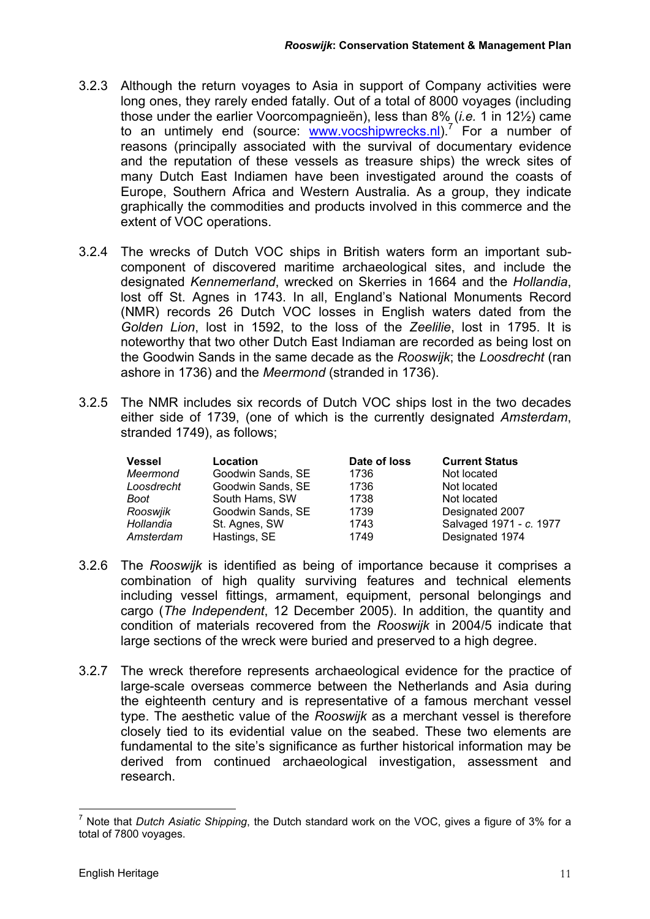3.2.3 Although the return voyages to Asia in support of Company activities were long ones, they rarely ended fatally. Out of a total of 8000 voyages (including those under the earlier Voorcompagnieën), less than 8% (*i.e.* 1 in 12½) came to an untimely end (source: www.vocshipwrecks.nl).[7] For a number of reasons (principally associated with the survival of documentary evidence and the reputation of these vessels as treasure ships) the wreck sites of many Dutch East Indiamen have been investigated around the coasts of Europe, Southern Africa and Western Australia. As a group, they indicate graphically the commodities and products involved in this commerce and the extent of VOC operations.

3.2.4 The wrecks of Dutch VOC ships in British waters form an important sub-component of discovered maritime archaeological sites, and include the designated *Kennemerland*, wrecked on Skerries in 1664 and the *Hollandia*, lost off St. Agnes in 1743. In all, England's National Monuments Record (NMR) records 26 Dutch VOC losses in English waters dated from the *Golden Lion*, lost in 1592, to the loss of the *Zeelilie*, lost in 1795. It is noteworthy that two other Dutch East Indiaman are recorded as being lost on the Goodwin Sands in the same decade as the *Rooswijk*; the *Loosdrecht* (ran ashore in 1736) and the *Meermond* (stranded in 1736).

3.2.5 The NMR includes six records of Dutch VOC ships lost in the two decades either side of 1739, (one of which is the currently designated *Amsterdam*, stranded 1749), as follows;

| Vessel | Location | Date of loss | Current Status |
|---|---|---|---|
| *Meermond* | Goodwin Sands, SE | 1736 | Not located |
| *Loosdrecht* | Goodwin Sands, SE | 1736 | Not located |
| *Boot* | South Hams, SW | 1738 | Not located |
| *Rooswjik* | Goodwin Sands, SE | 1739 | Designated 2007 |
| *Hollandia* | St. Agnes, SW | 1743 | Salvaged 1971 - *c.* 1977 |
| *Amsterdam* | Hastings, SE | 1749 | Designated 1974 |

3.2.6 The *Rooswijk* is identified as being of importance because it comprises a combination of high quality surviving features and technical elements including vessel fittings, armament, equipment, personal belongings and cargo (*The Independent*, 12 December 2005). In addition, the quantity and condition of materials recovered from the *Rooswijk* in 2004/5 indicate that large sections of the wreck were buried and preserved to a high degree.

3.2.7 The wreck therefore represents archaeological evidence for the practice of large-scale overseas commerce between the Netherlands and Asia during the eighteenth century and is representative of a famous merchant vessel type. The aesthetic value of the *Rooswijk* as a merchant vessel is therefore closely tied to its evidential value on the seabed. These two elements are fundamental to the site's significance as further historical information may be derived from continued archaeological investigation, assessment and research.

[7] Note that *Dutch Asiatic Shipping*, the Dutch standard work on the VOC, gives a figure of 3% for a total of 7800 voyages.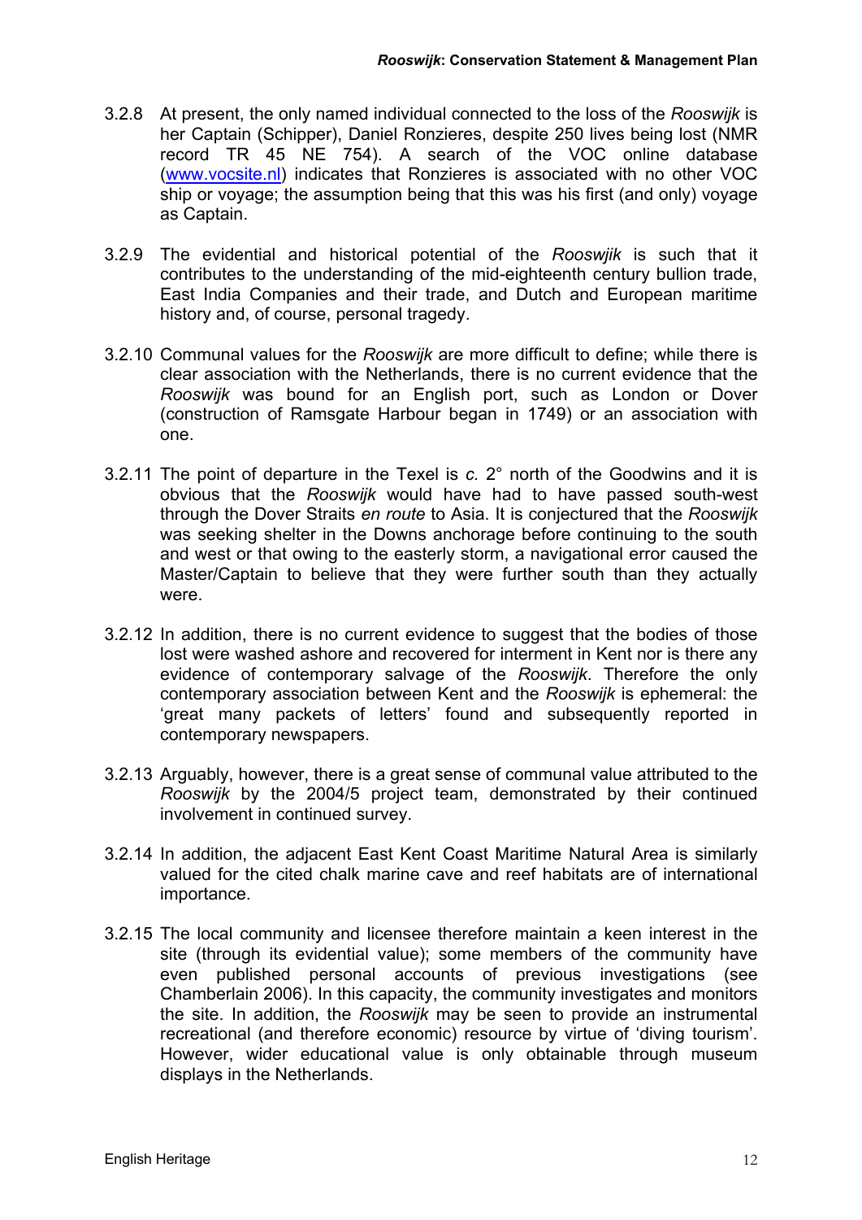3.2.8 At present, the only named individual connected to the loss of the *Rooswijk* is her Captain (Schipper), Daniel Ronzieres, despite 250 lives being lost (NMR record TR 45 NE 754). A search of the VOC online database (www.vocsite.nl) indicates that Ronzieres is associated with no other VOC ship or voyage; the assumption being that this was his first (and only) voyage as Captain.

3.2.9 The evidential and historical potential of the *Rooswjik* is such that it contributes to the understanding of the mid-eighteenth century bullion trade, East India Companies and their trade, and Dutch and European maritime history and, of course, personal tragedy.

3.2.10 Communal values for the *Rooswijk* are more difficult to define; while there is clear association with the Netherlands, there is no current evidence that the *Rooswijk* was bound for an English port, such as London or Dover (construction of Ramsgate Harbour began in 1749) or an association with one.

3.2.11 The point of departure in the Texel is *c.* 2° north of the Goodwins and it is obvious that the *Rooswijk* would have had to have passed south-west through the Dover Straits *en route* to Asia. It is conjectured that the *Rooswijk* was seeking shelter in the Downs anchorage before continuing to the south and west or that owing to the easterly storm, a navigational error caused the Master/Captain to believe that they were further south than they actually were.

3.2.12 In addition, there is no current evidence to suggest that the bodies of those lost were washed ashore and recovered for interment in Kent nor is there any evidence of contemporary salvage of the *Rooswijk*. Therefore the only contemporary association between Kent and the *Rooswijk* is ephemeral: the 'great many packets of letters' found and subsequently reported in contemporary newspapers.

3.2.13 Arguably, however, there is a great sense of communal value attributed to the *Rooswijk* by the 2004/5 project team, demonstrated by their continued involvement in continued survey.

3.2.14 In addition, the adjacent East Kent Coast Maritime Natural Area is similarly valued for the cited chalk marine cave and reef habitats are of international importance.

3.2.15 The local community and licensee therefore maintain a keen interest in the site (through its evidential value); some members of the community have even published personal accounts of previous investigations (see Chamberlain 2006). In this capacity, the community investigates and monitors the site. In addition, the *Rooswijk* may be seen to provide an instrumental recreational (and therefore economic) resource by virtue of 'diving tourism'. However, wider educational value is only obtainable through museum displays in the Netherlands.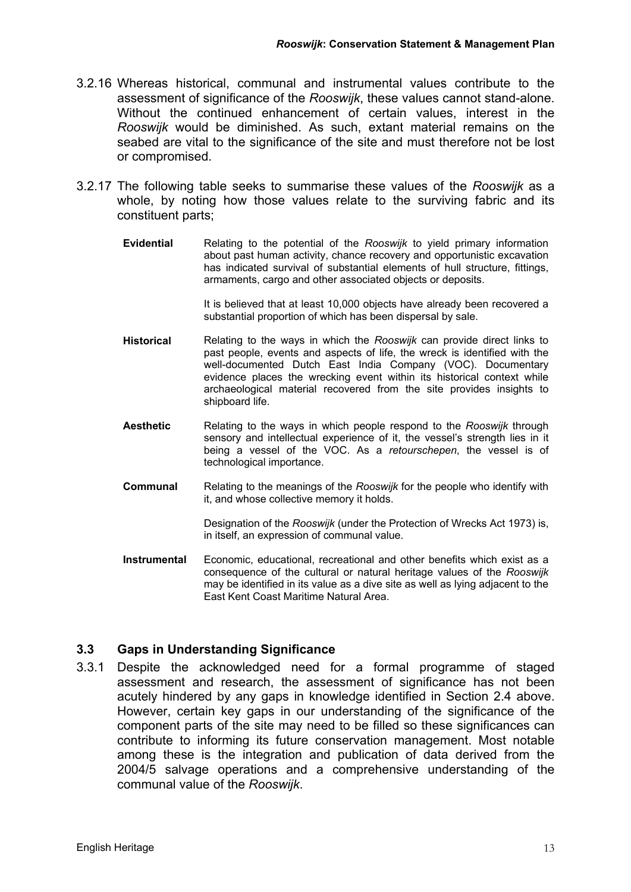3.2.16 Whereas historical, communal and instrumental values contribute to the assessment of significance of the *Rooswijk*, these values cannot stand-alone. Without the continued enhancement of certain values, interest in the *Rooswijk* would be diminished. As such, extant material remains on the seabed are vital to the significance of the site and must therefore not be lost or compromised.

3.2.17 The following table seeks to summarise these values of the *Rooswijk* as a whole, by noting how those values relate to the surviving fabric and its constituent parts;

| | |
|---|---|
| **Evidential** | Relating to the potential of the *Rooswijk* to yield primary information about past human activity, chance recovery and opportunistic excavation has indicated survival of substantial elements of hull structure, fittings, armaments, cargo and other associated objects or deposits.<br><br>It is believed that at least 10,000 objects have already been recovered a substantial proportion of which has been dispersal by sale. |
| **Historical** | Relating to the ways in which the *Rooswijk* can provide direct links to past people, events and aspects of life, the wreck is identified with the well-documented Dutch East India Company (VOC). Documentary evidence places the wrecking event within its historical context while archaeological material recovered from the site provides insights to shipboard life. |
| **Aesthetic** | Relating to the ways in which people respond to the *Rooswijk* through sensory and intellectual experience of it, the vessel's strength lies in it being a vessel of the VOC. As a *retourschepen*, the vessel is of technological importance. |
| **Communal** | Relating to the meanings of the *Rooswijk* for the people who identify with it, and whose collective memory it holds.<br><br>Designation of the *Rooswijk* (under the Protection of Wrecks Act 1973) is, in itself, an expression of communal value. |
| **Instrumental** | Economic, educational, recreational and other benefits which exist as a consequence of the cultural or natural heritage values of the *Rooswijk* may be identified in its value as a dive site as well as lying adjacent to the East Kent Coast Maritime Natural Area. |

### 3.3 Gaps in Understanding Significance

3.3.1 Despite the acknowledged need for a formal programme of staged assessment and research, the assessment of significance has not been acutely hindered by any gaps in knowledge identified in Section 2.4 above. However, certain key gaps in our understanding of the significance of the component parts of the site may need to be filled so these significances can contribute to informing its future conservation management. Most notable among these is the integration and publication of data derived from the 2004/5 salvage operations and a comprehensive understanding of the communal value of the *Rooswijk*.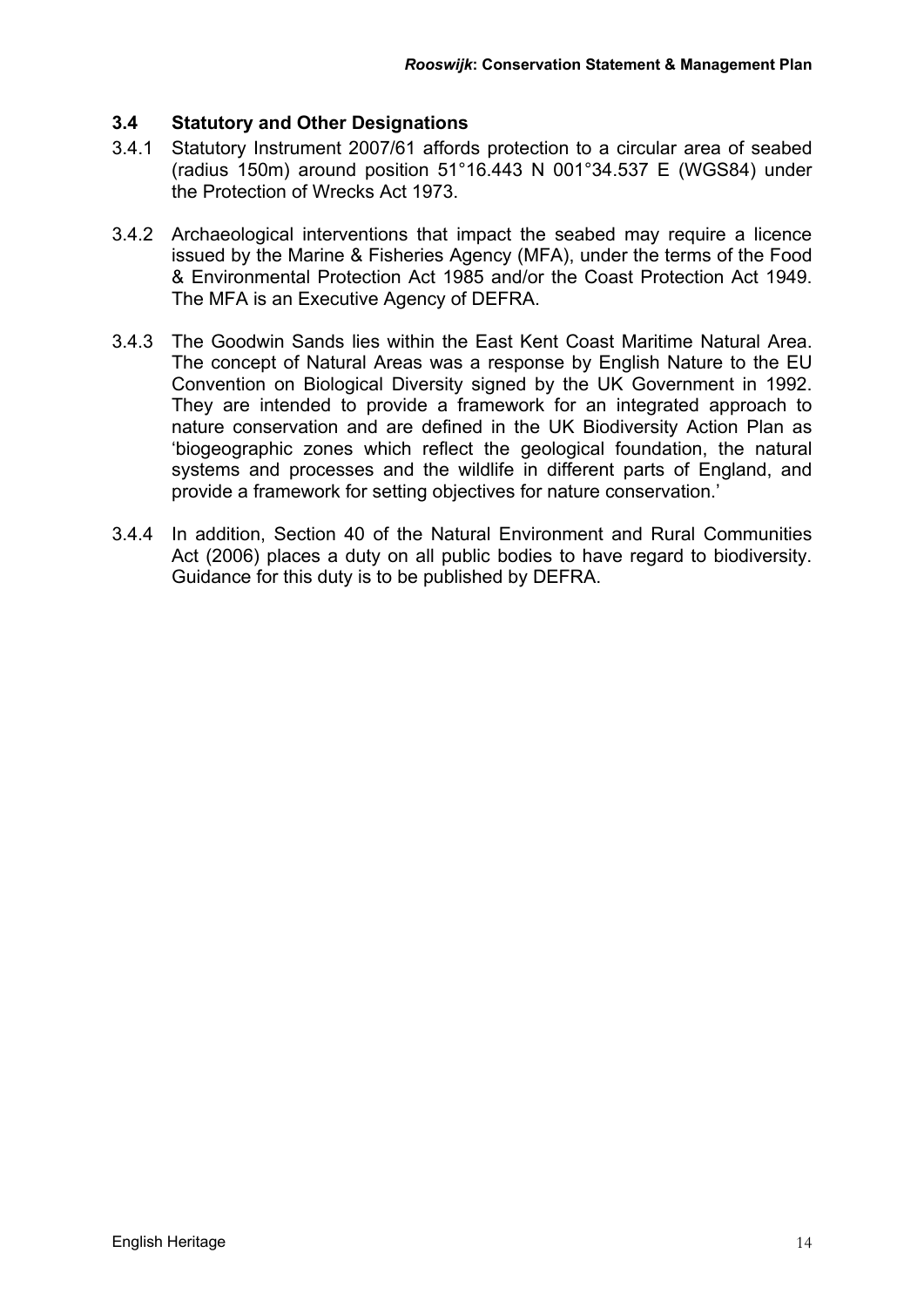### 3.4 Statutory and Other Designations

3.4.1 Statutory Instrument 2007/61 affords protection to a circular area of seabed (radius 150m) around position 51°16.443 N 001°34.537 E (WGS84) under the Protection of Wrecks Act 1973.

3.4.2 Archaeological interventions that impact the seabed may require a licence issued by the Marine & Fisheries Agency (MFA), under the terms of the Food & Environmental Protection Act 1985 and/or the Coast Protection Act 1949. The MFA is an Executive Agency of DEFRA.

3.4.3 The Goodwin Sands lies within the East Kent Coast Maritime Natural Area. The concept of Natural Areas was a response by English Nature to the EU Convention on Biological Diversity signed by the UK Government in 1992. They are intended to provide a framework for an integrated approach to nature conservation and are defined in the UK Biodiversity Action Plan as 'biogeographic zones which reflect the geological foundation, the natural systems and processes and the wildlife in different parts of England, and provide a framework for setting objectives for nature conservation.'

3.4.4 In addition, Section 40 of the Natural Environment and Rural Communities Act (2006) places a duty on all public bodies to have regard to biodiversity. Guidance for this duty is to be published by DEFRA.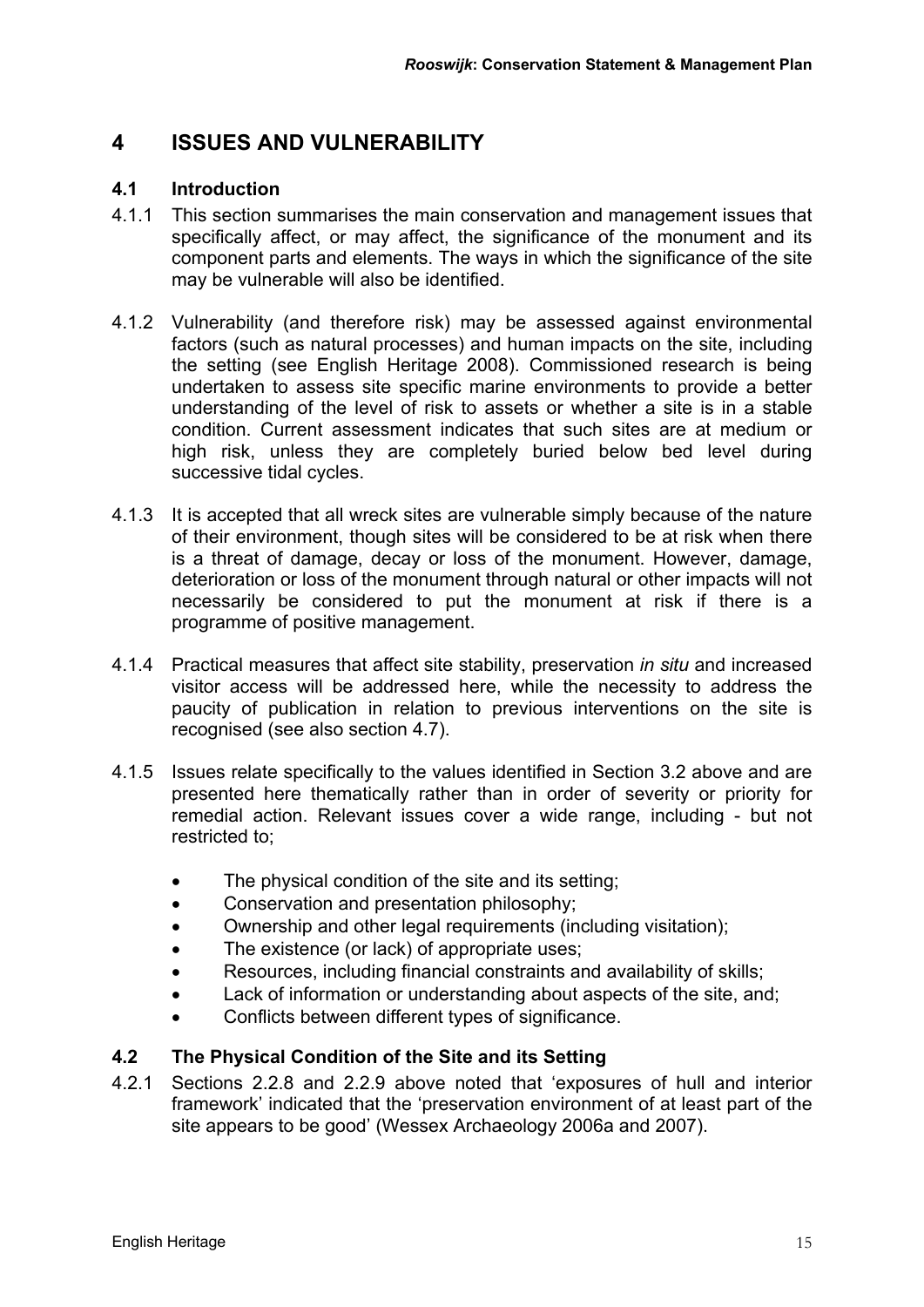# 4 ISSUES AND VULNERABILITY

## 4.1 Introduction

4.1.1 This section summarises the main conservation and management issues that specifically affect, or may affect, the significance of the monument and its component parts and elements. The ways in which the significance of the site may be vulnerable will also be identified.

4.1.2 Vulnerability (and therefore risk) may be assessed against environmental factors (such as natural processes) and human impacts on the site, including the setting (see English Heritage 2008). Commissioned research is being undertaken to assess site specific marine environments to provide a better understanding of the level of risk to assets or whether a site is in a stable condition. Current assessment indicates that such sites are at medium or high risk, unless they are completely buried below bed level during successive tidal cycles.

4.1.3 It is accepted that all wreck sites are vulnerable simply because of the nature of their environment, though sites will be considered to be at risk when there is a threat of damage, decay or loss of the monument. However, damage, deterioration or loss of the monument through natural or other impacts will not necessarily be considered to put the monument at risk if there is a programme of positive management.

4.1.4 Practical measures that affect site stability, preservation *in situ* and increased visitor access will be addressed here, while the necessity to address the paucity of publication in relation to previous interventions on the site is recognised (see also section 4.7).

4.1.5 Issues relate specifically to the values identified in Section 3.2 above and are presented here thematically rather than in order of severity or priority for remedial action. Relevant issues cover a wide range, including - but not restricted to;

- The physical condition of the site and its setting;
- Conservation and presentation philosophy;
- Ownership and other legal requirements (including visitation);
- The existence (or lack) of appropriate uses;
- Resources, including financial constraints and availability of skills;
- Lack of information or understanding about aspects of the site, and;
- Conflicts between different types of significance.

## 4.2 The Physical Condition of the Site and its Setting

4.2.1 Sections 2.2.8 and 2.2.9 above noted that 'exposures of hull and interior framework' indicated that the 'preservation environment of at least part of the site appears to be good' (Wessex Archaeology 2006a and 2007).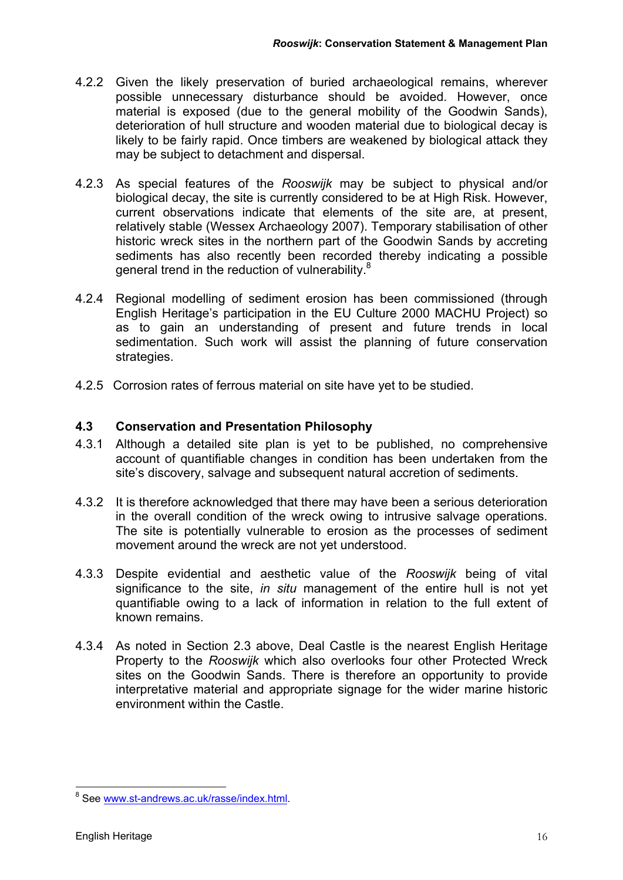4.2.2 Given the likely preservation of buried archaeological remains, wherever possible unnecessary disturbance should be avoided. However, once material is exposed (due to the general mobility of the Goodwin Sands), deterioration of hull structure and wooden material due to biological decay is likely to be fairly rapid. Once timbers are weakened by biological attack they may be subject to detachment and dispersal.

4.2.3 As special features of the *Rooswijk* may be subject to physical and/or biological decay, the site is currently considered to be at High Risk. However, current observations indicate that elements of the site are, at present, relatively stable (Wessex Archaeology 2007). Temporary stabilisation of other historic wreck sites in the northern part of the Goodwin Sands by accreting sediments has also recently been recorded thereby indicating a possible general trend in the reduction of vulnerability.[8]

4.2.4 Regional modelling of sediment erosion has been commissioned (through English Heritage's participation in the EU Culture 2000 MACHU Project) so as to gain an understanding of present and future trends in local sedimentation. Such work will assist the planning of future conservation strategies.

4.2.5 Corrosion rates of ferrous material on site have yet to be studied.

### 4.3 Conservation and Presentation Philosophy

4.3.1 Although a detailed site plan is yet to be published, no comprehensive account of quantifiable changes in condition has been undertaken from the site's discovery, salvage and subsequent natural accretion of sediments.

4.3.2 It is therefore acknowledged that there may have been a serious deterioration in the overall condition of the wreck owing to intrusive salvage operations. The site is potentially vulnerable to erosion as the processes of sediment movement around the wreck are not yet understood.

4.3.3 Despite evidential and aesthetic value of the *Rooswijk* being of vital significance to the site, *in situ* management of the entire hull is not yet quantifiable owing to a lack of information in relation to the full extent of known remains.

4.3.4 As noted in Section 2.3 above, Deal Castle is the nearest English Heritage Property to the *Rooswijk* which also overlooks four other Protected Wreck sites on the Goodwin Sands. There is therefore an opportunity to provide interpretative material and appropriate signage for the wider marine historic environment within the Castle.

---

[8] See www.st-andrews.ac.uk/rasse/index.html.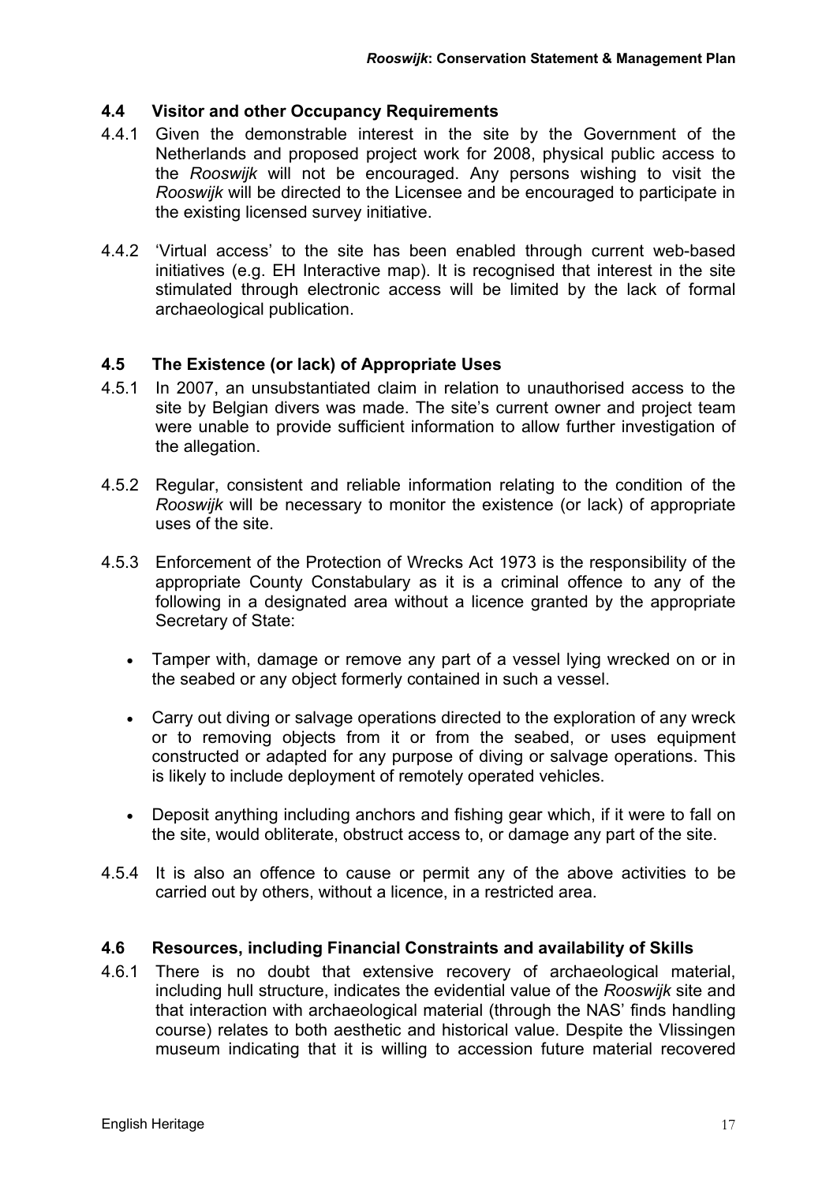### 4.4 Visitor and other Occupancy Requirements

4.4.1 Given the demonstrable interest in the site by the Government of the Netherlands and proposed project work for 2008, physical public access to the *Rooswijk* will not be encouraged. Any persons wishing to visit the *Rooswijk* will be directed to the Licensee and be encouraged to participate in the existing licensed survey initiative.

4.4.2 'Virtual access' to the site has been enabled through current web-based initiatives (e.g. EH Interactive map). It is recognised that interest in the site stimulated through electronic access will be limited by the lack of formal archaeological publication.

### 4.5 The Existence (or lack) of Appropriate Uses

4.5.1 In 2007, an unsubstantiated claim in relation to unauthorised access to the site by Belgian divers was made. The site's current owner and project team were unable to provide sufficient information to allow further investigation of the allegation.

4.5.2 Regular, consistent and reliable information relating to the condition of the *Rooswijk* will be necessary to monitor the existence (or lack) of appropriate uses of the site.

4.5.3 Enforcement of the Protection of Wrecks Act 1973 is the responsibility of the appropriate County Constabulary as it is a criminal offence to any of the following in a designated area without a licence granted by the appropriate Secretary of State:

- Tamper with, damage or remove any part of a vessel lying wrecked on or in the seabed or any object formerly contained in such a vessel.
- Carry out diving or salvage operations directed to the exploration of any wreck or to removing objects from it or from the seabed, or uses equipment constructed or adapted for any purpose of diving or salvage operations. This is likely to include deployment of remotely operated vehicles.
- Deposit anything including anchors and fishing gear which, if it were to fall on the site, would obliterate, obstruct access to, or damage any part of the site.

4.5.4 It is also an offence to cause or permit any of the above activities to be carried out by others, without a licence, in a restricted area.

### 4.6 Resources, including Financial Constraints and availability of Skills

4.6.1 There is no doubt that extensive recovery of archaeological material, including hull structure, indicates the evidential value of the *Rooswijk* site and that interaction with archaeological material (through the NAS' finds handling course) relates to both aesthetic and historical value. Despite the Vlissingen museum indicating that it is willing to accession future material recovered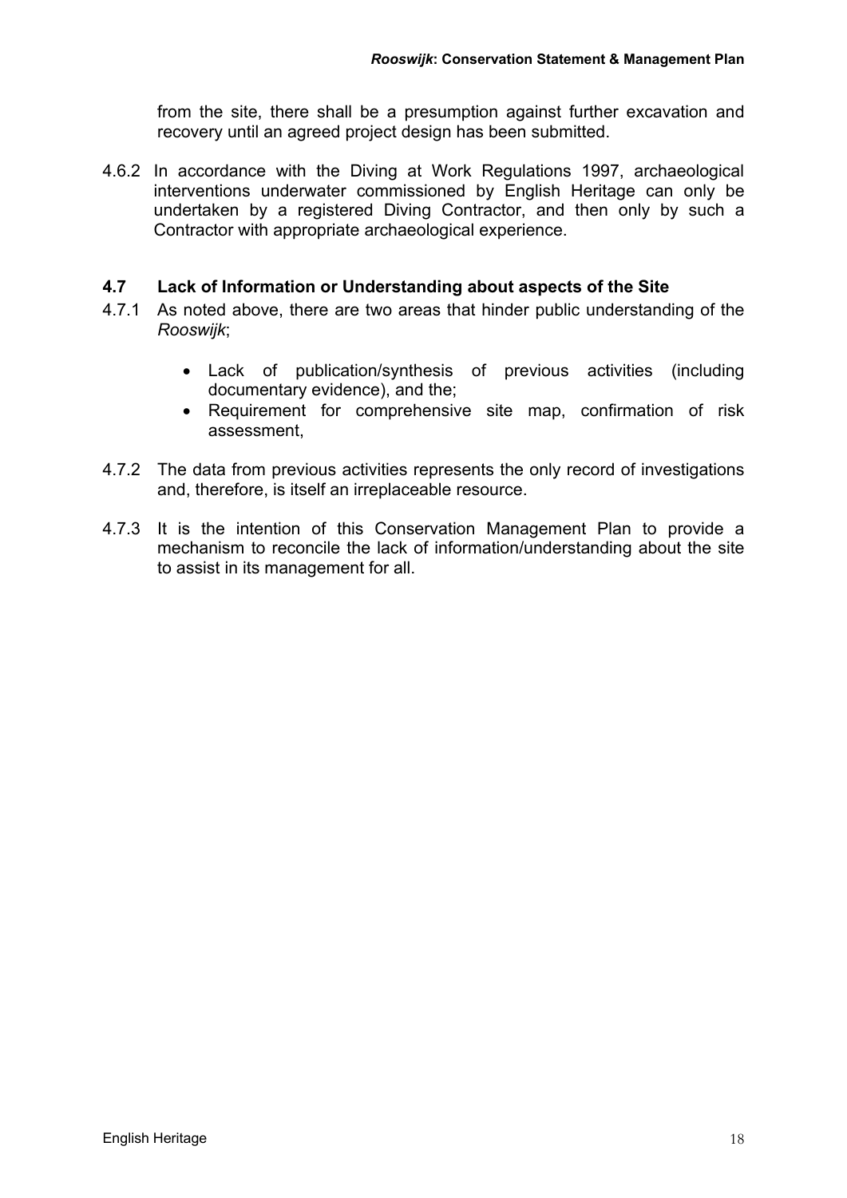from the site, there shall be a presumption against further excavation and recovery until an agreed project design has been submitted.

4.6.2 In accordance with the Diving at Work Regulations 1997, archaeological interventions underwater commissioned by English Heritage can only be undertaken by a registered Diving Contractor, and then only by such a Contractor with appropriate archaeological experience.

## 4.7 Lack of Information or Understanding about aspects of the Site

4.7.1 As noted above, there are two areas that hinder public understanding of the *Rooswijk*;

- Lack of publication/synthesis of previous activities (including documentary evidence), and the;
- Requirement for comprehensive site map, confirmation of risk assessment,

4.7.2 The data from previous activities represents the only record of investigations and, therefore, is itself an irreplaceable resource.

4.7.3 It is the intention of this Conservation Management Plan to provide a mechanism to reconcile the lack of information/understanding about the site to assist in its management for all.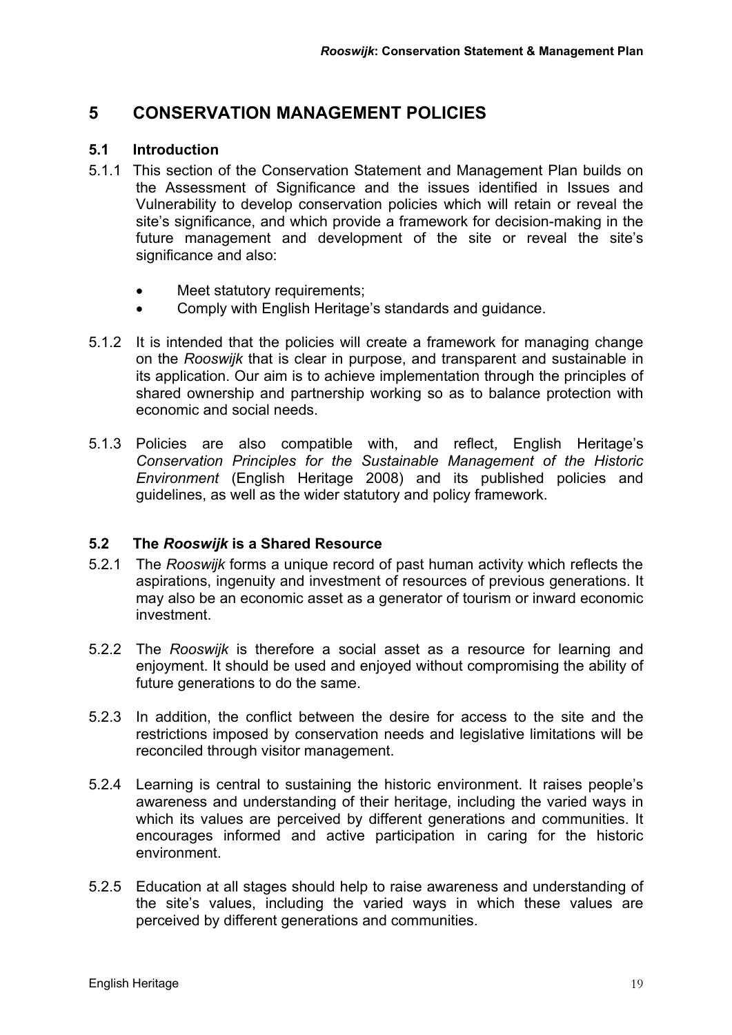# 5 CONSERVATION MANAGEMENT POLICIES

## 5.1 Introduction

5.1.1 This section of the Conservation Statement and Management Plan builds on the Assessment of Significance and the issues identified in Issues and Vulnerability to develop conservation policies which will retain or reveal the site's significance, and which provide a framework for decision-making in the future management and development of the site or reveal the site's significance and also:

- Meet statutory requirements;
- Comply with English Heritage's standards and guidance.

5.1.2 It is intended that the policies will create a framework for managing change on the *Rooswijk* that is clear in purpose, and transparent and sustainable in its application. Our aim is to achieve implementation through the principles of shared ownership and partnership working so as to balance protection with economic and social needs.

5.1.3 Policies are also compatible with, and reflect, English Heritage's *Conservation Principles for the Sustainable Management of the Historic Environment* (English Heritage 2008) and its published policies and guidelines, as well as the wider statutory and policy framework.

## 5.2 The *Rooswijk* is a Shared Resource

5.2.1 The *Rooswijk* forms a unique record of past human activity which reflects the aspirations, ingenuity and investment of resources of previous generations. It may also be an economic asset as a generator of tourism or inward economic investment.

5.2.2 The *Rooswijk* is therefore a social asset as a resource for learning and enjoyment. It should be used and enjoyed without compromising the ability of future generations to do the same.

5.2.3 In addition, the conflict between the desire for access to the site and the restrictions imposed by conservation needs and legislative limitations will be reconciled through visitor management.

5.2.4 Learning is central to sustaining the historic environment. It raises people's awareness and understanding of their heritage, including the varied ways in which its values are perceived by different generations and communities. It encourages informed and active participation in caring for the historic environment.

5.2.5 Education at all stages should help to raise awareness and understanding of the site's values, including the varied ways in which these values are perceived by different generations and communities.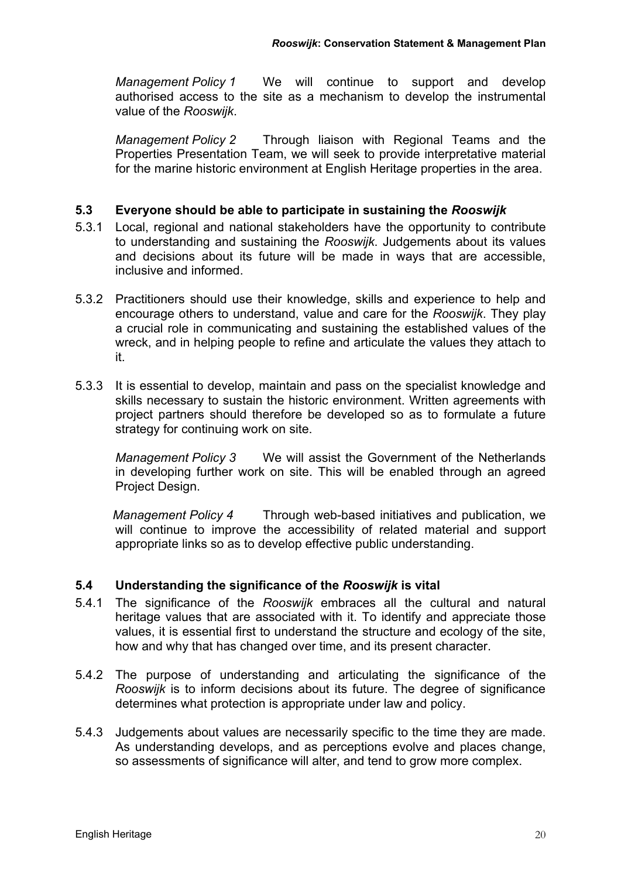*Management Policy 1* We will continue to support and develop authorised access to the site as a mechanism to develop the instrumental value of the *Rooswijk*.

*Management Policy 2* Through liaison with Regional Teams and the Properties Presentation Team, we will seek to provide interpretative material for the marine historic environment at English Heritage properties in the area.

### 5.3 Everyone should be able to participate in sustaining the *Rooswijk*

5.3.1 Local, regional and national stakeholders have the opportunity to contribute to understanding and sustaining the *Rooswijk*. Judgements about its values and decisions about its future will be made in ways that are accessible, inclusive and informed.

5.3.2 Practitioners should use their knowledge, skills and experience to help and encourage others to understand, value and care for the *Rooswijk*. They play a crucial role in communicating and sustaining the established values of the wreck, and in helping people to refine and articulate the values they attach to it.

5.3.3 It is essential to develop, maintain and pass on the specialist knowledge and skills necessary to sustain the historic environment. Written agreements with project partners should therefore be developed so as to formulate a future strategy for continuing work on site.

*Management Policy 3* We will assist the Government of the Netherlands in developing further work on site. This will be enabled through an agreed Project Design.

*Management Policy 4* Through web-based initiatives and publication, we will continue to improve the accessibility of related material and support appropriate links so as to develop effective public understanding.

### 5.4 Understanding the significance of the *Rooswijk* is vital

5.4.1 The significance of the *Rooswijk* embraces all the cultural and natural heritage values that are associated with it. To identify and appreciate those values, it is essential first to understand the structure and ecology of the site, how and why that has changed over time, and its present character.

5.4.2 The purpose of understanding and articulating the significance of the *Rooswijk* is to inform decisions about its future. The degree of significance determines what protection is appropriate under law and policy.

5.4.3 Judgements about values are necessarily specific to the time they are made. As understanding develops, and as perceptions evolve and places change, so assessments of significance will alter, and tend to grow more complex.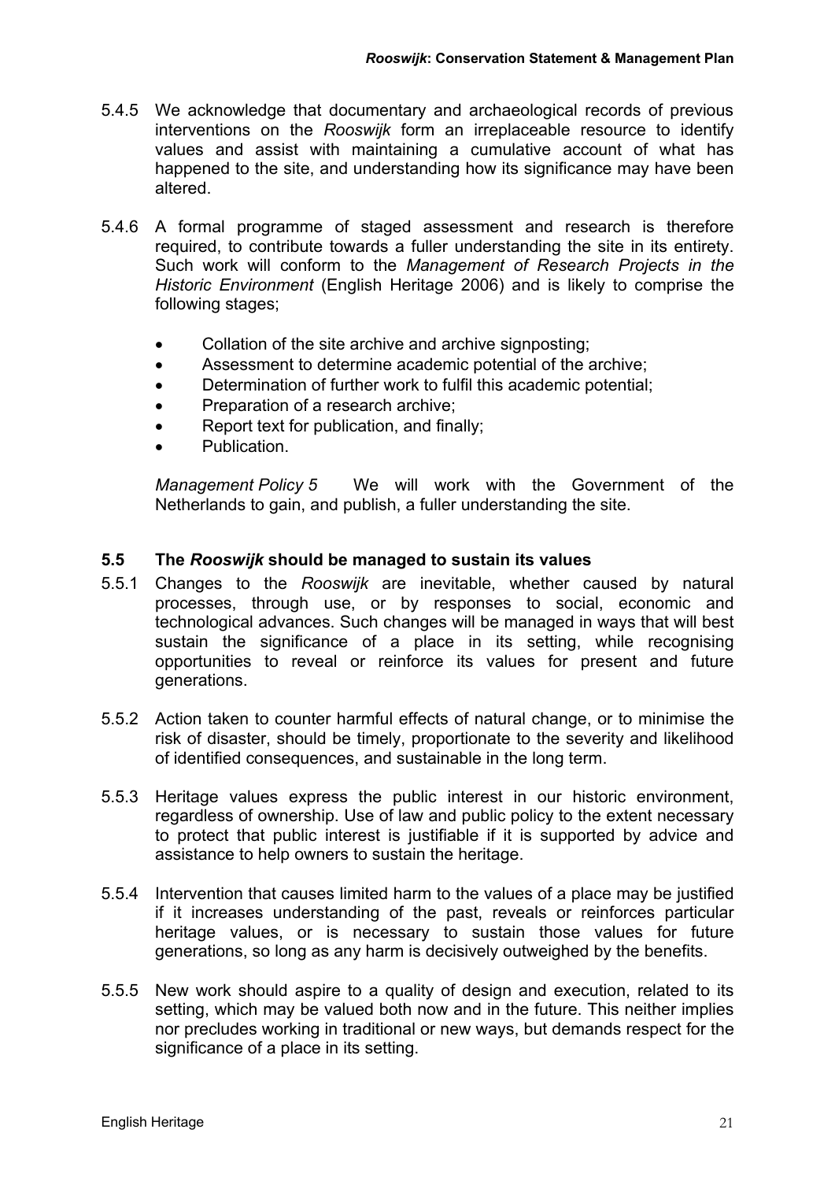5.4.5 We acknowledge that documentary and archaeological records of previous interventions on the *Rooswijk* form an irreplaceable resource to identify values and assist with maintaining a cumulative account of what has happened to the site, and understanding how its significance may have been altered.

5.4.6 A formal programme of staged assessment and research is therefore required, to contribute towards a fuller understanding the site in its entirety. Such work will conform to the *Management of Research Projects in the Historic Environment* (English Heritage 2006) and is likely to comprise the following stages;

- Collation of the site archive and archive signposting;
- Assessment to determine academic potential of the archive;
- Determination of further work to fulfil this academic potential;
- Preparation of a research archive;
- Report text for publication, and finally;
- Publication.

*Management Policy 5* We will work with the Government of the Netherlands to gain, and publish, a fuller understanding the site.

### 5.5 The *Rooswijk* should be managed to sustain its values

5.5.1 Changes to the *Rooswijk* are inevitable, whether caused by natural processes, through use, or by responses to social, economic and technological advances. Such changes will be managed in ways that will best sustain the significance of a place in its setting, while recognising opportunities to reveal or reinforce its values for present and future generations.

5.5.2 Action taken to counter harmful effects of natural change, or to minimise the risk of disaster, should be timely, proportionate to the severity and likelihood of identified consequences, and sustainable in the long term.

5.5.3 Heritage values express the public interest in our historic environment, regardless of ownership. Use of law and public policy to the extent necessary to protect that public interest is justifiable if it is supported by advice and assistance to help owners to sustain the heritage.

5.5.4 Intervention that causes limited harm to the values of a place may be justified if it increases understanding of the past, reveals or reinforces particular heritage values, or is necessary to sustain those values for future generations, so long as any harm is decisively outweighed by the benefits.

5.5.5 New work should aspire to a quality of design and execution, related to its setting, which may be valued both now and in the future. This neither implies nor precludes working in traditional or new ways, but demands respect for the significance of a place in its setting.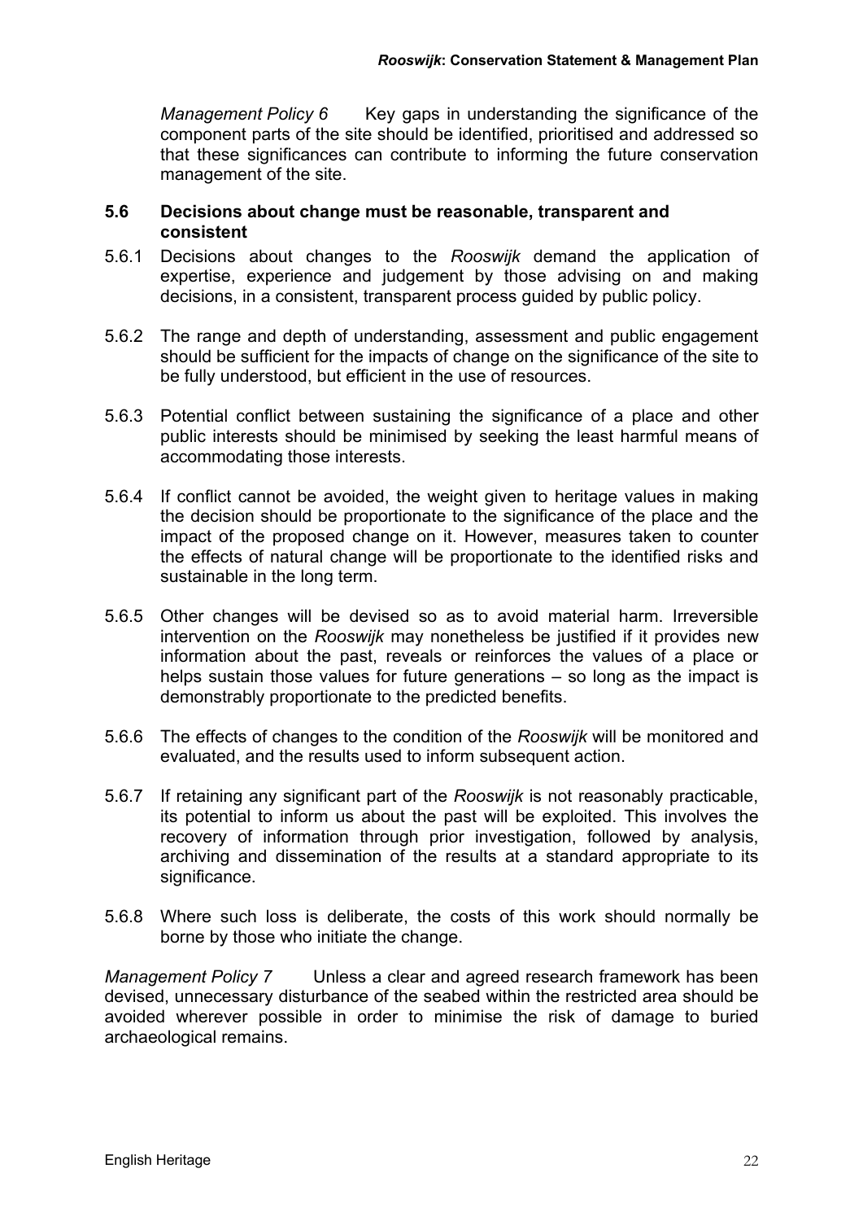*Management Policy 6* Key gaps in understanding the significance of the component parts of the site should be identified, prioritised and addressed so that these significances can contribute to informing the future conservation management of the site.

### 5.6 Decisions about change must be reasonable, transparent and consistent

5.6.1 Decisions about changes to the *Rooswijk* demand the application of expertise, experience and judgement by those advising on and making decisions, in a consistent, transparent process guided by public policy.

5.6.2 The range and depth of understanding, assessment and public engagement should be sufficient for the impacts of change on the significance of the site to be fully understood, but efficient in the use of resources.

5.6.3 Potential conflict between sustaining the significance of a place and other public interests should be minimised by seeking the least harmful means of accommodating those interests.

5.6.4 If conflict cannot be avoided, the weight given to heritage values in making the decision should be proportionate to the significance of the place and the impact of the proposed change on it. However, measures taken to counter the effects of natural change will be proportionate to the identified risks and sustainable in the long term.

5.6.5 Other changes will be devised so as to avoid material harm. Irreversible intervention on the *Rooswijk* may nonetheless be justified if it provides new information about the past, reveals or reinforces the values of a place or helps sustain those values for future generations – so long as the impact is demonstrably proportionate to the predicted benefits.

5.6.6 The effects of changes to the condition of the *Rooswijk* will be monitored and evaluated, and the results used to inform subsequent action.

5.6.7 If retaining any significant part of the *Rooswijk* is not reasonably practicable, its potential to inform us about the past will be exploited. This involves the recovery of information through prior investigation, followed by analysis, archiving and dissemination of the results at a standard appropriate to its significance.

5.6.8 Where such loss is deliberate, the costs of this work should normally be borne by those who initiate the change.

*Management Policy 7* Unless a clear and agreed research framework has been devised, unnecessary disturbance of the seabed within the restricted area should be avoided wherever possible in order to minimise the risk of damage to buried archaeological remains.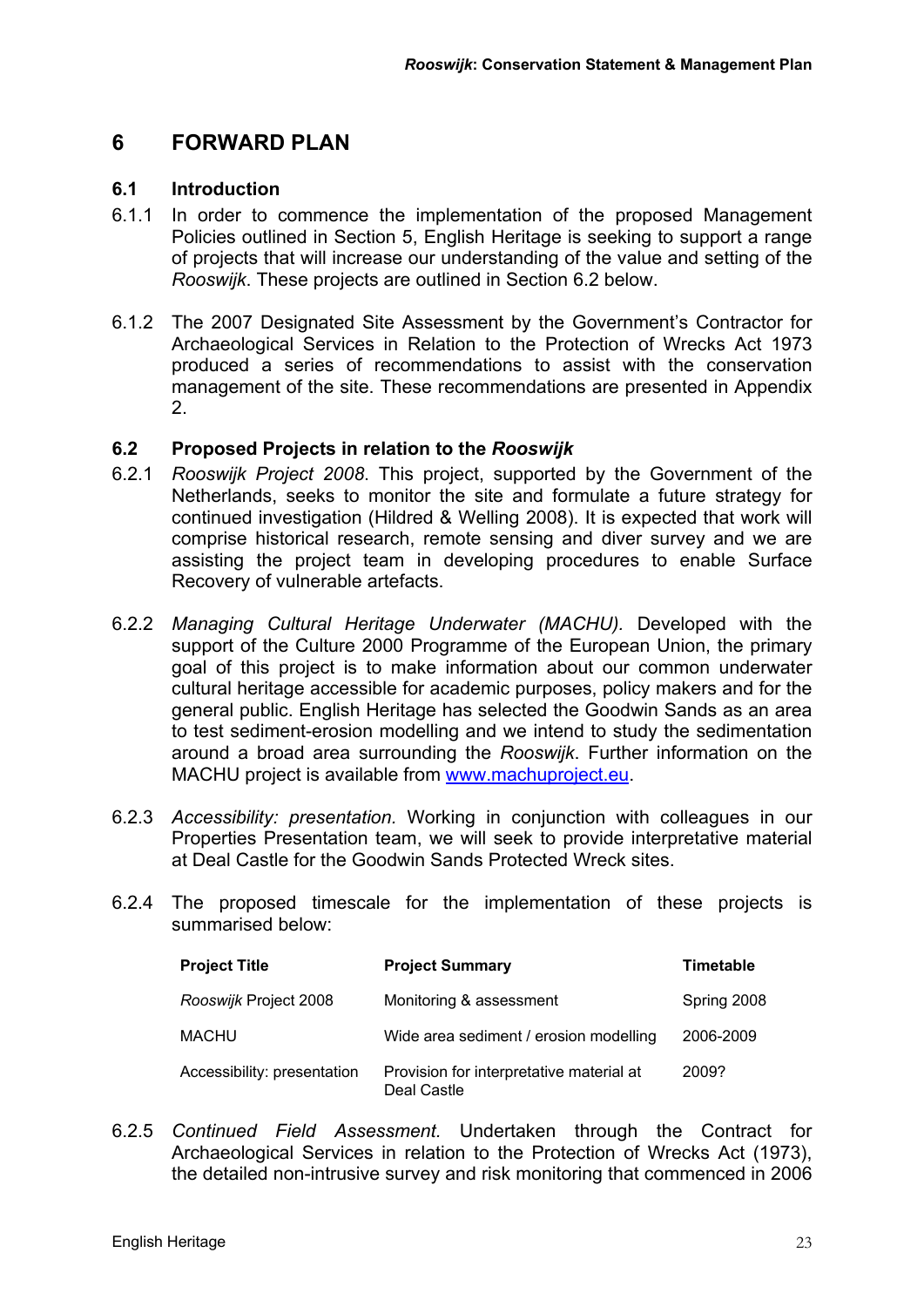# 6 FORWARD PLAN

## 6.1 Introduction

6.1.1 In order to commence the implementation of the proposed Management Policies outlined in Section 5, English Heritage is seeking to support a range of projects that will increase our understanding of the value and setting of the *Rooswijk*. These projects are outlined in Section 6.2 below.

6.1.2 The 2007 Designated Site Assessment by the Government's Contractor for Archaeological Services in Relation to the Protection of Wrecks Act 1973 produced a series of recommendations to assist with the conservation management of the site. These recommendations are presented in Appendix 2.

## 6.2 Proposed Projects in relation to the *Rooswijk*

6.2.1 *Rooswijk Project 2008*. This project, supported by the Government of the Netherlands, seeks to monitor the site and formulate a future strategy for continued investigation (Hildred & Welling 2008). It is expected that work will comprise historical research, remote sensing and diver survey and we are assisting the project team in developing procedures to enable Surface Recovery of vulnerable artefacts.

6.2.2 *Managing Cultural Heritage Underwater (MACHU).* Developed with the support of the Culture 2000 Programme of the European Union, the primary goal of this project is to make information about our common underwater cultural heritage accessible for academic purposes, policy makers and for the general public. English Heritage has selected the Goodwin Sands as an area to test sediment-erosion modelling and we intend to study the sedimentation around a broad area surrounding the *Rooswijk*. Further information on the MACHU project is available from [www.machuproject.eu](http://www.machuproject.eu).

6.2.3 *Accessibility: presentation.* Working in conjunction with colleagues in our Properties Presentation team, we will seek to provide interpretative material at Deal Castle for the Goodwin Sands Protected Wreck sites.

6.2.4 The proposed timescale for the implementation of these projects is summarised below:

| Project Title | Project Summary | Timetable |
|---|---|---|
| *Rooswijk* Project 2008 | Monitoring & assessment | Spring 2008 |
| MACHU | Wide area sediment / erosion modelling | 2006-2009 |
| Accessibility: presentation | Provision for interpretative material at Deal Castle | 2009? |

6.2.5 *Continued Field Assessment.* Undertaken through the Contract for Archaeological Services in relation to the Protection of Wrecks Act (1973), the detailed non-intrusive survey and risk monitoring that commenced in 2006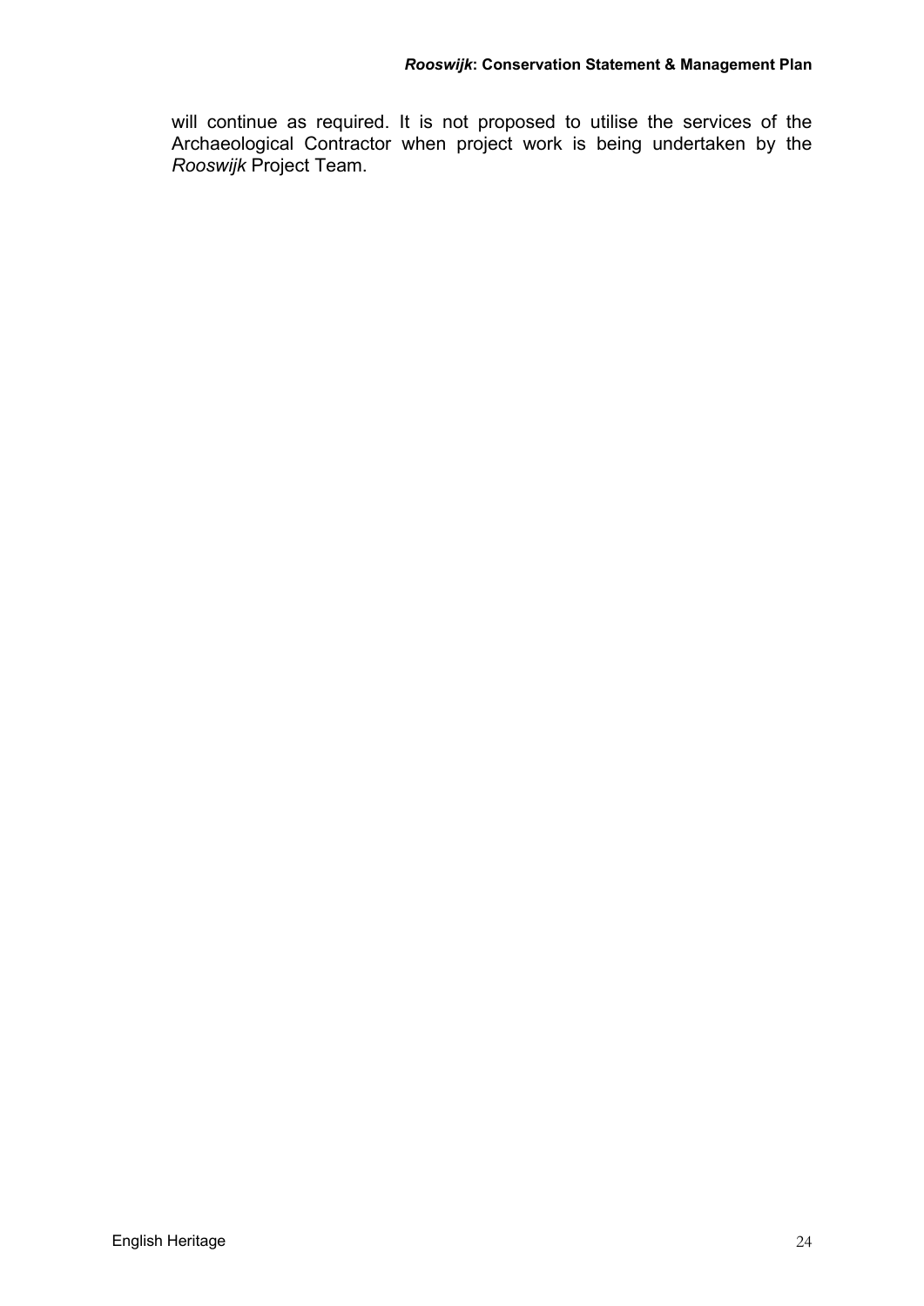will continue as required. It is not proposed to utilise the services of the Archaeological Contractor when project work is being undertaken by the *Rooswijk* Project Team.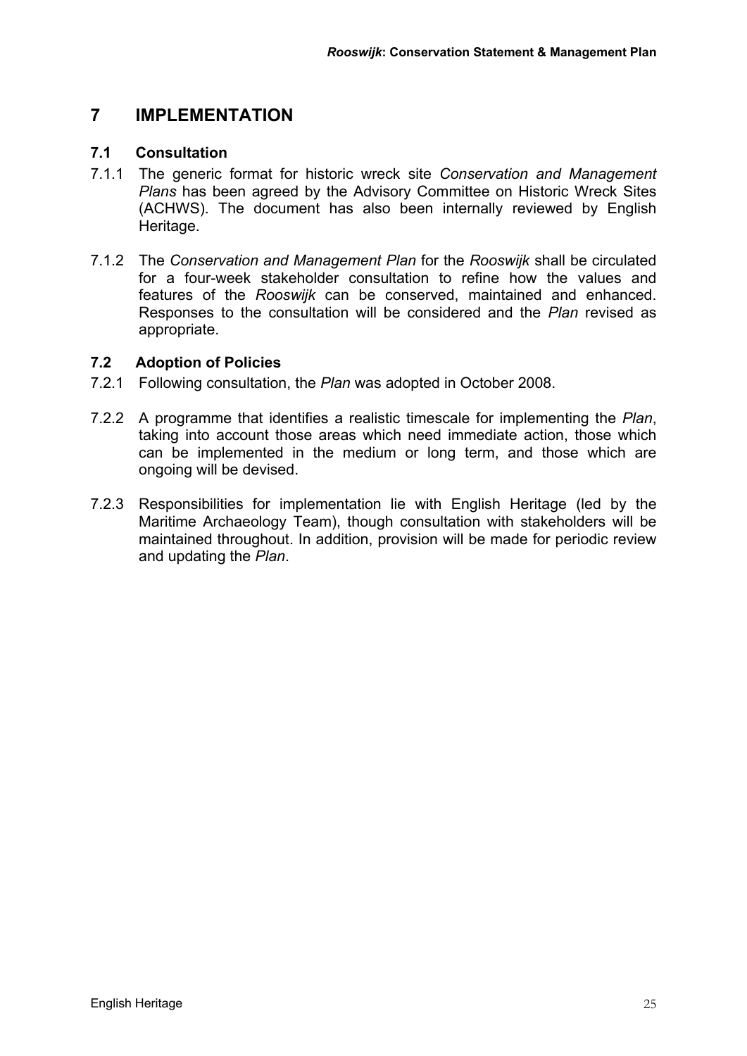# 7 IMPLEMENTATION

## 7.1 Consultation

7.1.1 The generic format for historic wreck site *Conservation and Management Plans* has been agreed by the Advisory Committee on Historic Wreck Sites (ACHWS). The document has also been internally reviewed by English Heritage.

7.1.2 The *Conservation and Management Plan* for the *Rooswijk* shall be circulated for a four-week stakeholder consultation to refine how the values and features of the *Rooswijk* can be conserved, maintained and enhanced. Responses to the consultation will be considered and the *Plan* revised as appropriate.

## 7.2 Adoption of Policies

7.2.1 Following consultation, the *Plan* was adopted in October 2008.

7.2.2 A programme that identifies a realistic timescale for implementing the *Plan*, taking into account those areas which need immediate action, those which can be implemented in the medium or long term, and those which are ongoing will be devised.

7.2.3 Responsibilities for implementation lie with English Heritage (led by the Maritime Archaeology Team), though consultation with stakeholders will be maintained throughout. In addition, provision will be made for periodic review and updating the *Plan*.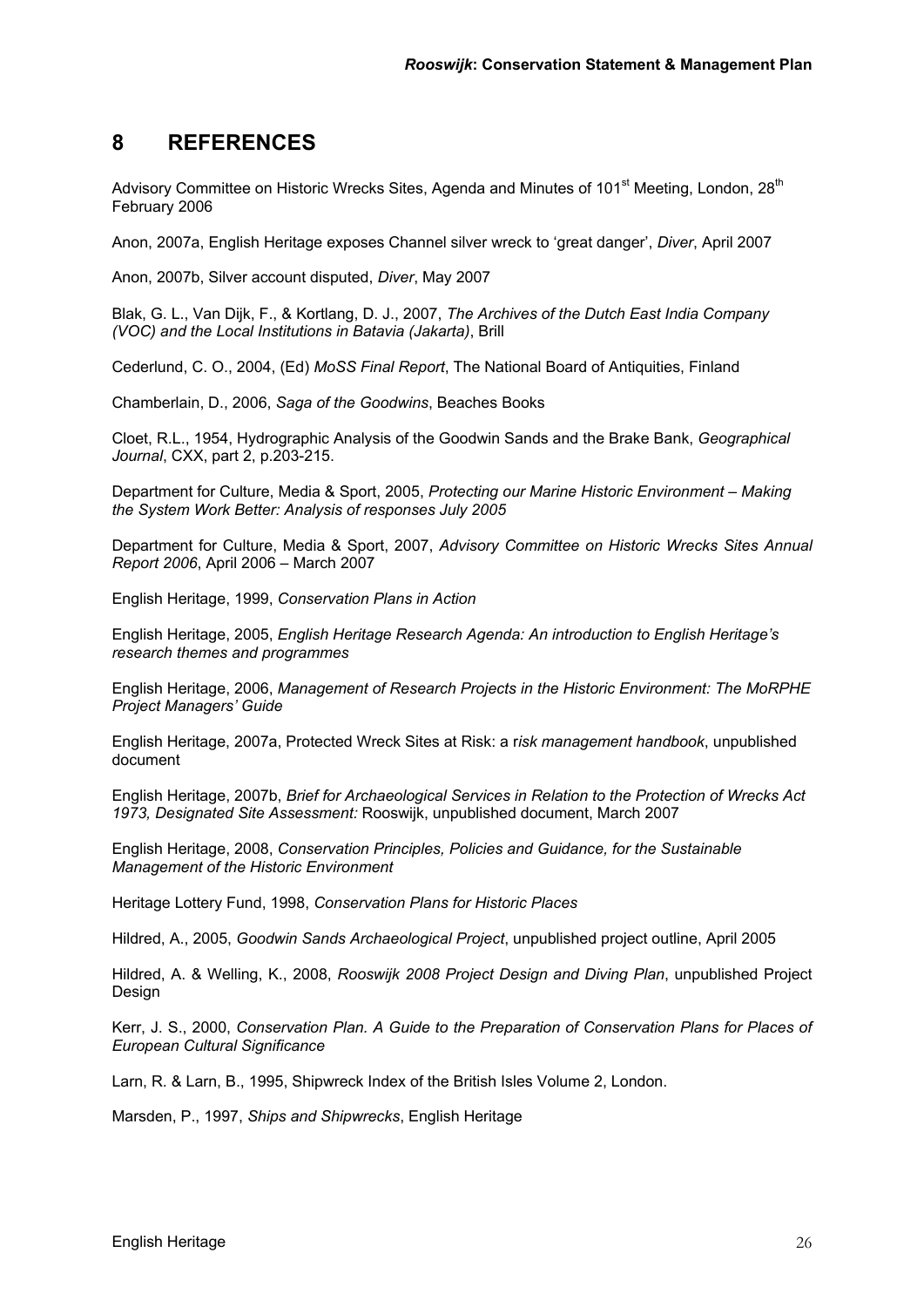# 8 REFERENCES

Advisory Committee on Historic Wrecks Sites, Agenda and Minutes of 101st Meeting, London, 28th February 2006

Anon, 2007a, English Heritage exposes Channel silver wreck to 'great danger', *Diver*, April 2007

Anon, 2007b, Silver account disputed, *Diver*, May 2007

Blak, G. L., Van Dijk, F., & Kortlang, D. J., 2007, *The Archives of the Dutch East India Company (VOC) and the Local Institutions in Batavia (Jakarta)*, Brill

Cederlund, C. O., 2004, (Ed) *MoSS Final Report*, The National Board of Antiquities, Finland

Chamberlain, D., 2006, *Saga of the Goodwins*, Beaches Books

Cloet, R.L., 1954, Hydrographic Analysis of the Goodwin Sands and the Brake Bank, *Geographical Journal*, CXX, part 2, p.203-215.

Department for Culture, Media & Sport, 2005, *Protecting our Marine Historic Environment – Making the System Work Better: Analysis of responses July 2005*

Department for Culture, Media & Sport, 2007, *Advisory Committee on Historic Wrecks Sites Annual Report 2006*, April 2006 – March 2007

English Heritage, 1999, *Conservation Plans in Action*

English Heritage, 2005, *English Heritage Research Agenda: An introduction to English Heritage's research themes and programmes*

English Heritage, 2006, *Management of Research Projects in the Historic Environment: The MoRPHE Project Managers' Guide*

English Heritage, 2007a, Protected Wreck Sites at Risk: a r*isk management handbook*, unpublished document

English Heritage, 2007b, *Brief for Archaeological Services in Relation to the Protection of Wrecks Act 1973, Designated Site Assessment:* Rooswijk, unpublished document, March 2007

English Heritage, 2008, *Conservation Principles, Policies and Guidance, for the Sustainable Management of the Historic Environment*

Heritage Lottery Fund, 1998, *Conservation Plans for Historic Places*

Hildred, A., 2005, *Goodwin Sands Archaeological Project*, unpublished project outline, April 2005

Hildred, A. & Welling, K., 2008, *Rooswijk 2008 Project Design and Diving Plan*, unpublished Project Design

Kerr, J. S., 2000, *Conservation Plan. A Guide to the Preparation of Conservation Plans for Places of European Cultural Significance*

Larn, R. & Larn, B., 1995, Shipwreck Index of the British Isles Volume 2, London.

Marsden, P., 1997, *Ships and Shipwrecks*, English Heritage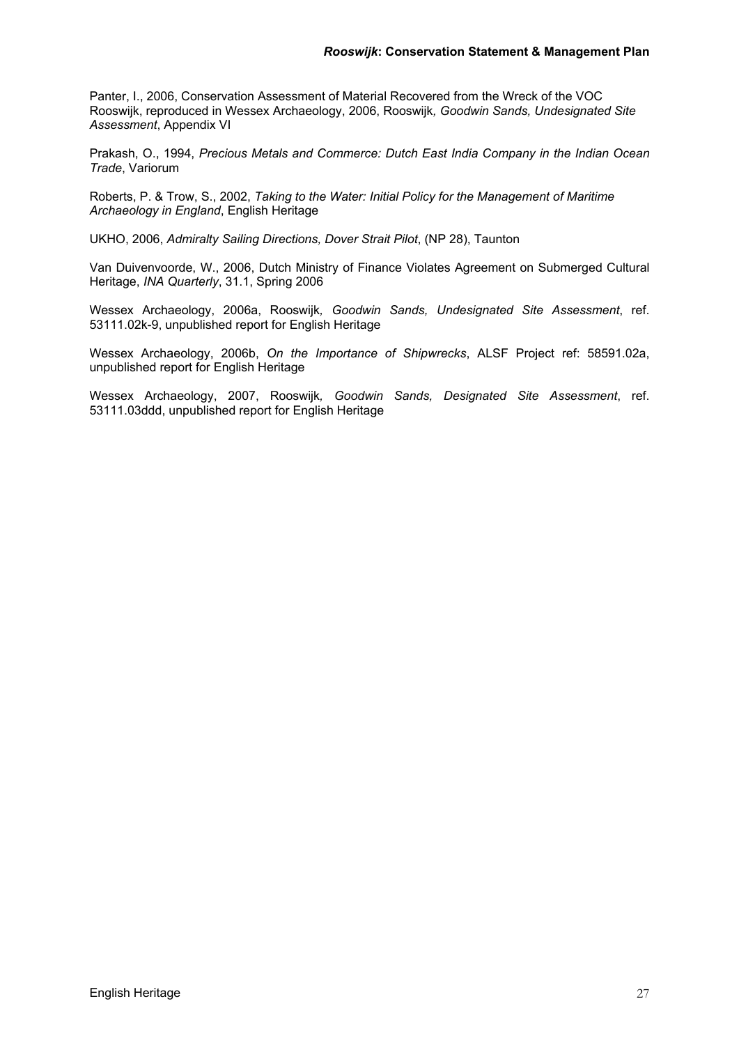Panter, I., 2006, Conservation Assessment of Material Recovered from the Wreck of the VOC Rooswijk, reproduced in Wessex Archaeology, 2006, Rooswijk*, Goodwin Sands, Undesignated Site Assessment*, Appendix VI

Prakash, O., 1994, *Precious Metals and Commerce: Dutch East India Company in the Indian Ocean Trade*, Variorum

Roberts, P. & Trow, S., 2002, *Taking to the Water: Initial Policy for the Management of Maritime Archaeology in England*, English Heritage

UKHO, 2006, *Admiralty Sailing Directions, Dover Strait Pilot*, (NP 28), Taunton

Van Duivenvoorde, W., 2006, Dutch Ministry of Finance Violates Agreement on Submerged Cultural Heritage, *INA Quarterly*, 31.1, Spring 2006

Wessex Archaeology, 2006a, Rooswijk*, Goodwin Sands, Undesignated Site Assessment*, ref. 53111.02k-9, unpublished report for English Heritage

Wessex Archaeology, 2006b, *On the Importance of Shipwrecks*, ALSF Project ref: 58591.02a, unpublished report for English Heritage

Wessex Archaeology, 2007, Rooswijk*, Goodwin Sands, Designated Site Assessment*, ref. 53111.03ddd, unpublished report for English Heritage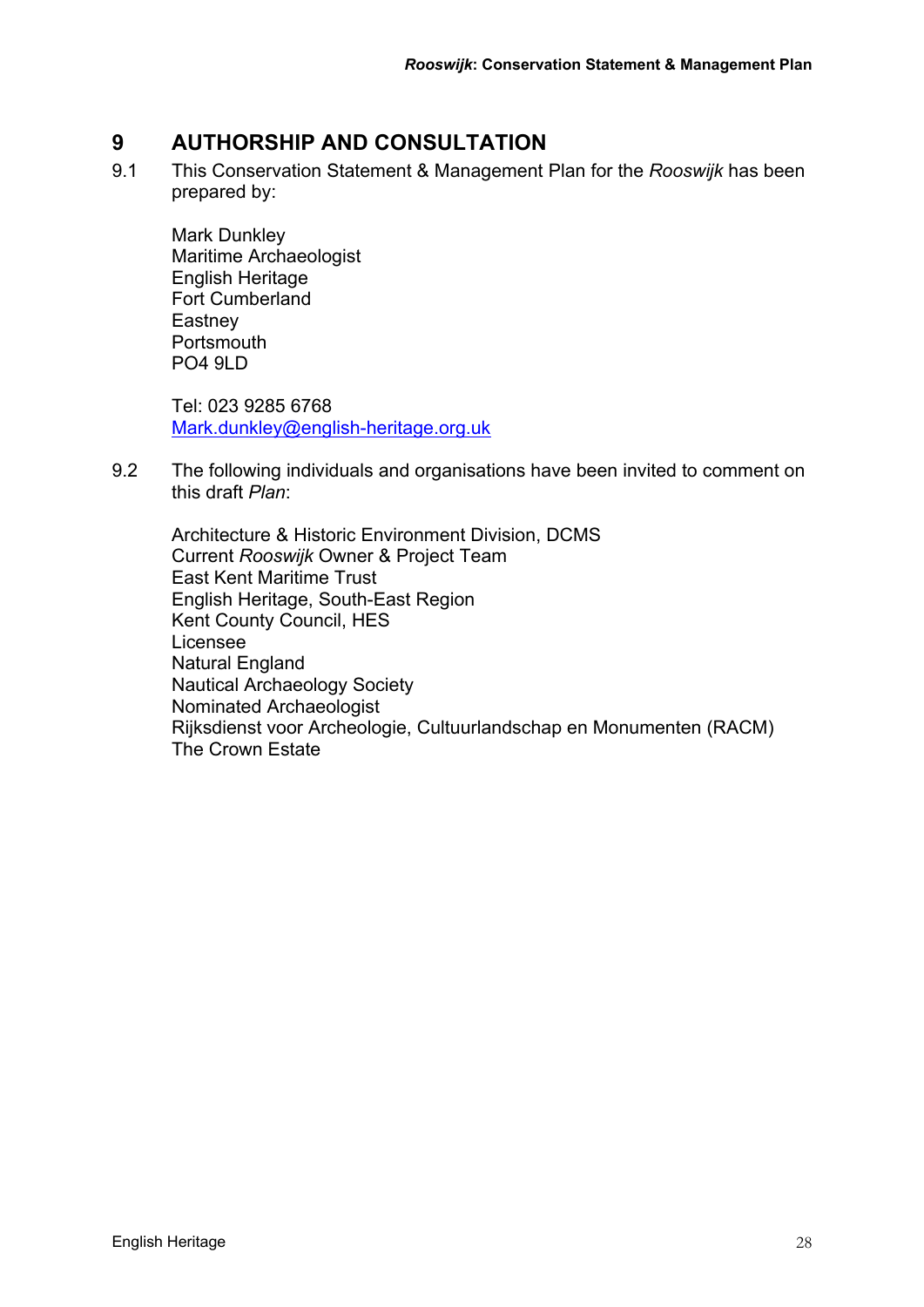# 9 AUTHORSHIP AND CONSULTATION

9.1 This Conservation Statement & Management Plan for the *Rooswijk* has been prepared by:

Mark Dunkley
Maritime Archaeologist
English Heritage
Fort Cumberland
Eastney
Portsmouth
PO4 9LD

Tel: 023 9285 6768
Mark.dunkley@english-heritage.org.uk

9.2 The following individuals and organisations have been invited to comment on this draft *Plan*:

Architecture & Historic Environment Division, DCMS
Current *Rooswijk* Owner & Project Team
East Kent Maritime Trust
English Heritage, South-East Region
Kent County Council, HES
Licensee
Natural England
Nautical Archaeology Society
Nominated Archaeologist
Rijksdienst voor Archeologie, Cultuurlandschap en Monumenten (RACM)
The Crown Estate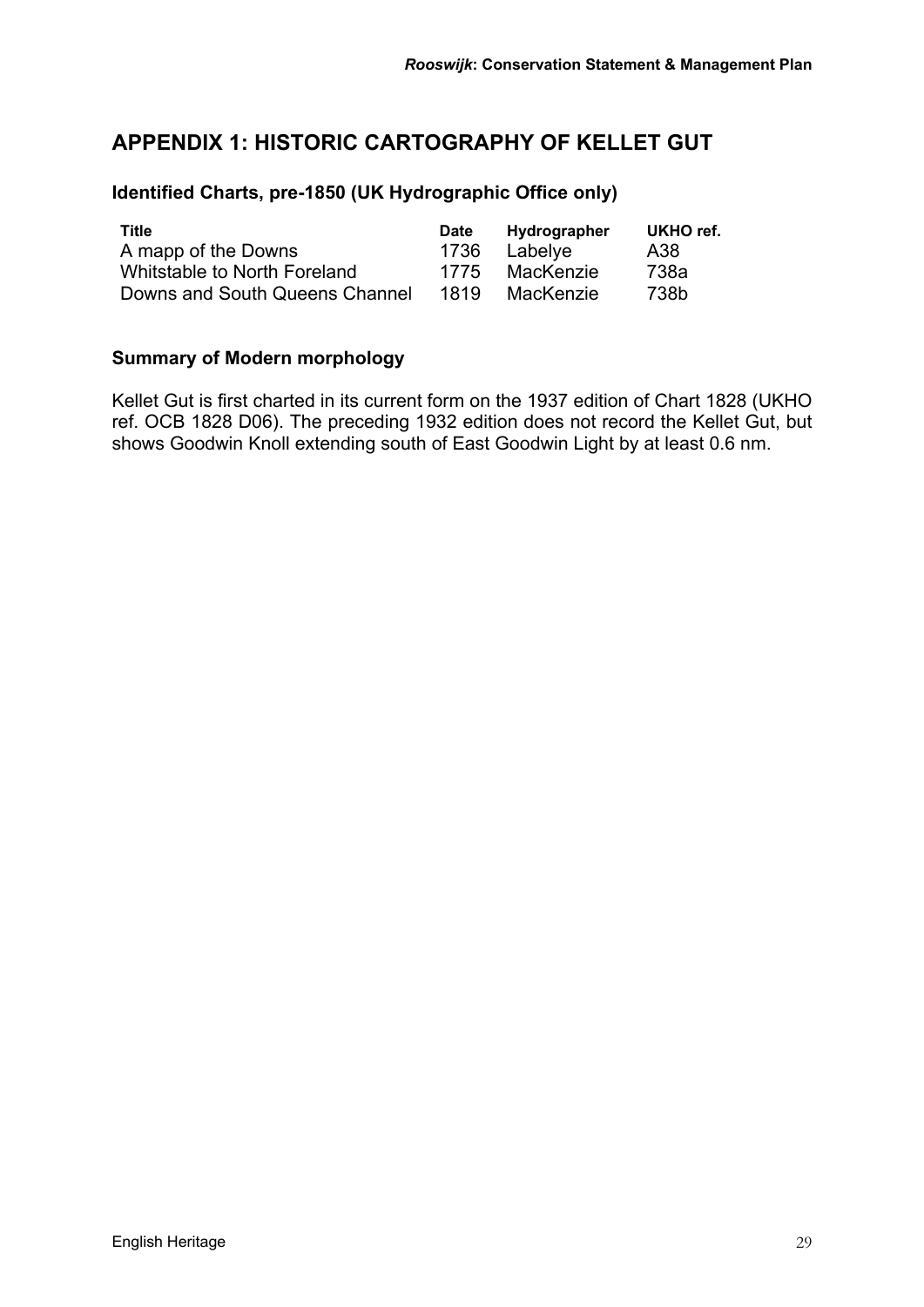## APPENDIX 1: HISTORIC CARTOGRAPHY OF KELLET GUT

### Identified Charts, pre-1850 (UK Hydrographic Office only)

| Title | Date | Hydrographer | UKHO ref. |
|---|---|---|---|
| A mapp of the Downs | 1736 | Labelye | A38 |
| Whitstable to North Foreland | 1775 | MacKenzie | 738a |
| Downs and South Queens Channel | 1819 | MacKenzie | 738b |

### Summary of Modern morphology

Kellet Gut is first charted in its current form on the 1937 edition of Chart 1828 (UKHO ref. OCB 1828 D06). The preceding 1932 edition does not record the Kellet Gut, but shows Goodwin Knoll extending south of East Goodwin Light by at least 0.6 nm.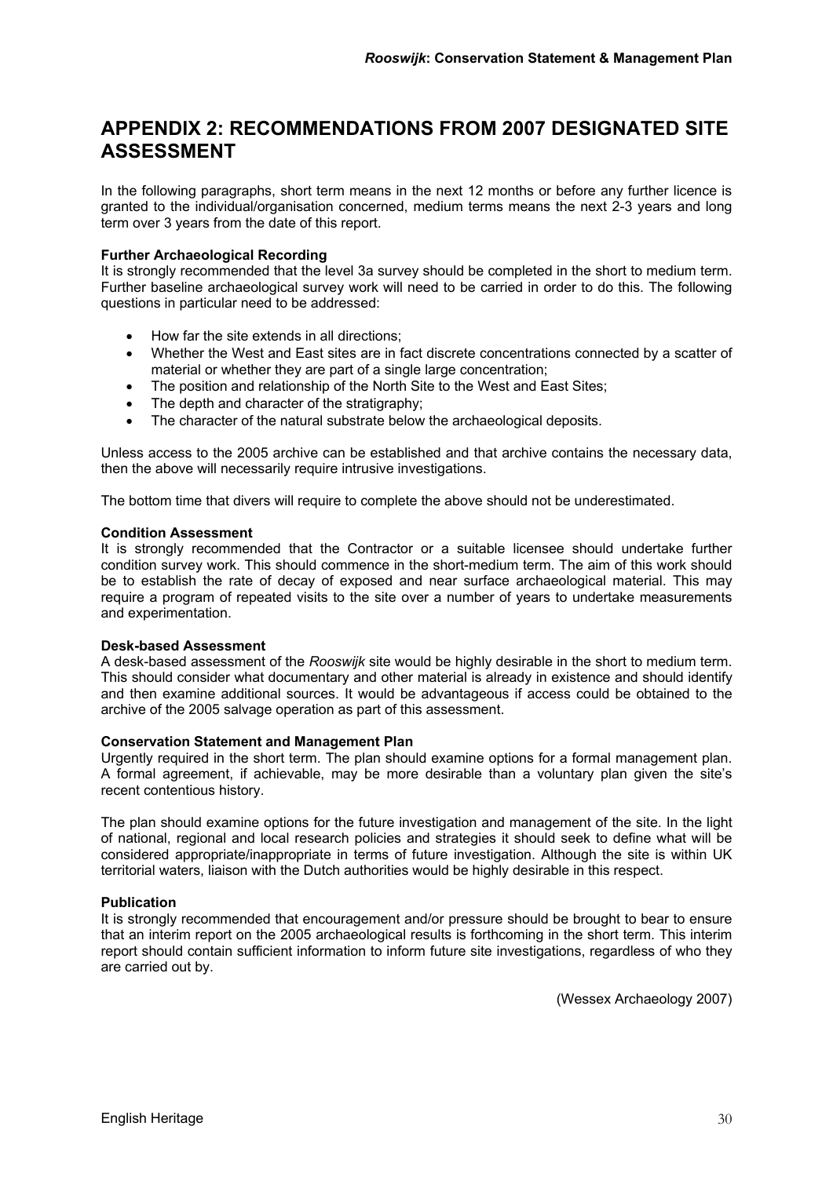# APPENDIX 2: RECOMMENDATIONS FROM 2007 DESIGNATED SITE ASSESSMENT

In the following paragraphs, short term means in the next 12 months or before any further licence is granted to the individual/organisation concerned, medium terms means the next 2-3 years and long term over 3 years from the date of this report.

**Further Archaeological Recording**

It is strongly recommended that the level 3a survey should be completed in the short to medium term. Further baseline archaeological survey work will need to be carried in order to do this. The following questions in particular need to be addressed:

- How far the site extends in all directions;
- Whether the West and East sites are in fact discrete concentrations connected by a scatter of material or whether they are part of a single large concentration;
- The position and relationship of the North Site to the West and East Sites;
- The depth and character of the stratigraphy;
- The character of the natural substrate below the archaeological deposits.

Unless access to the 2005 archive can be established and that archive contains the necessary data, then the above will necessarily require intrusive investigations.

The bottom time that divers will require to complete the above should not be underestimated.

**Condition Assessment**

It is strongly recommended that the Contractor or a suitable licensee should undertake further condition survey work. This should commence in the short-medium term. The aim of this work should be to establish the rate of decay of exposed and near surface archaeological material. This may require a program of repeated visits to the site over a number of years to undertake measurements and experimentation.

**Desk-based Assessment**

A desk-based assessment of the *Rooswijk* site would be highly desirable in the short to medium term. This should consider what documentary and other material is already in existence and should identify and then examine additional sources. It would be advantageous if access could be obtained to the archive of the 2005 salvage operation as part of this assessment.

**Conservation Statement and Management Plan**

Urgently required in the short term. The plan should examine options for a formal management plan. A formal agreement, if achievable, may be more desirable than a voluntary plan given the site's recent contentious history.

The plan should examine options for the future investigation and management of the site. In the light of national, regional and local research policies and strategies it should seek to define what will be considered appropriate/inappropriate in terms of future investigation. Although the site is within UK territorial waters, liaison with the Dutch authorities would be highly desirable in this respect.

**Publication**

It is strongly recommended that encouragement and/or pressure should be brought to bear to ensure that an interim report on the 2005 archaeological results is forthcoming in the short term. This interim report should contain sufficient information to inform future site investigations, regardless of who they are carried out by.

(Wessex Archaeology 2007)